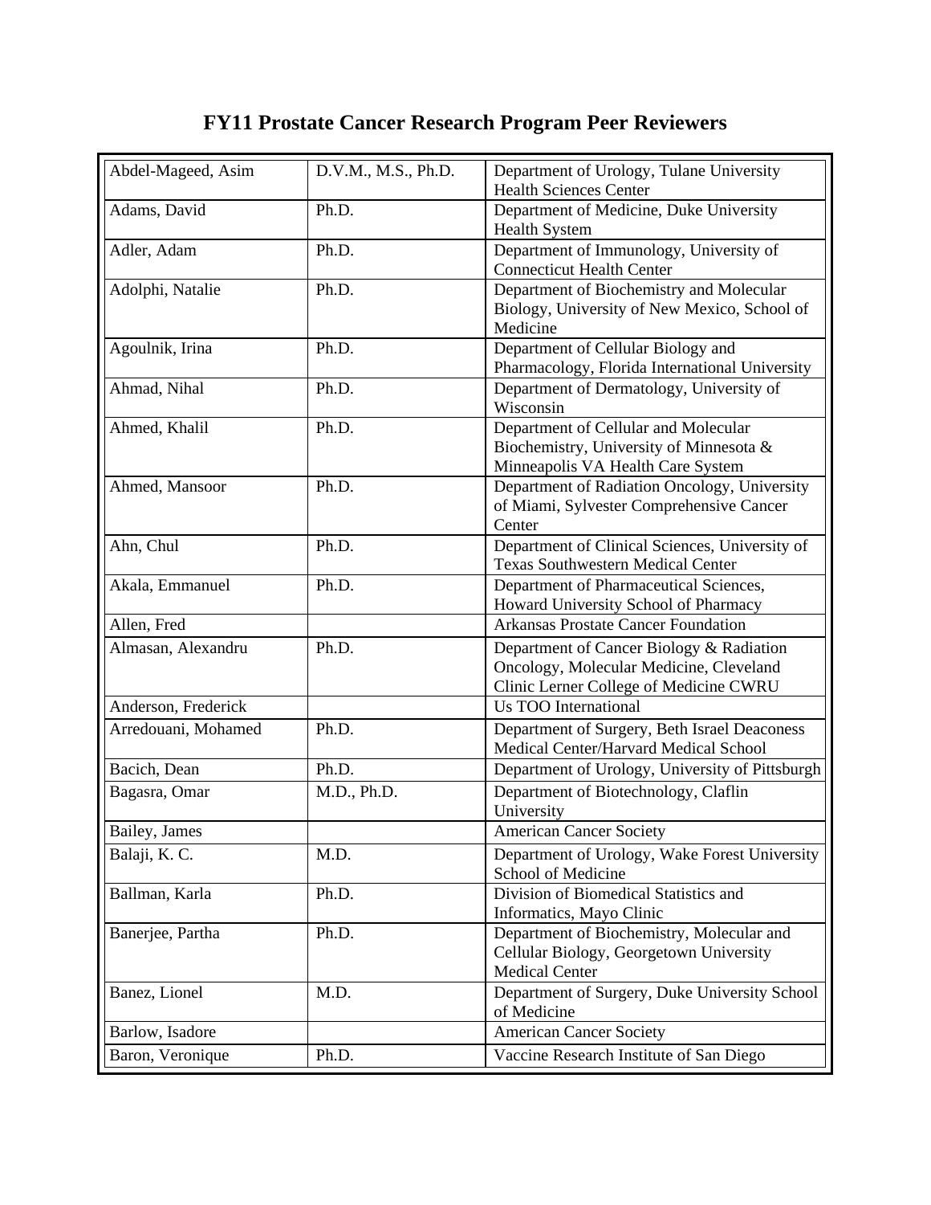# FY11 Prostate Cancer Research Program Peer Reviewers

| Name | Degree | Affiliation |
|---|---|---|
| Abdel-Mageed, Asim | D.V.M., M.S., Ph.D. | Department of Urology, Tulane University Health Sciences Center |
| Adams, David | Ph.D. | Department of Medicine, Duke University Health System |
| Adler, Adam | Ph.D. | Department of Immunology, University of Connecticut Health Center |
| Adolphi, Natalie | Ph.D. | Department of Biochemistry and Molecular Biology, University of New Mexico, School of Medicine |
| Agoulnik, Irina | Ph.D. | Department of Cellular Biology and Pharmacology, Florida International University |
| Ahmad, Nihal | Ph.D. | Department of Dermatology, University of Wisconsin |
| Ahmed, Khalil | Ph.D. | Department of Cellular and Molecular Biochemistry, University of Minnesota & Minneapolis VA Health Care System |
| Ahmed, Mansoor | Ph.D. | Department of Radiation Oncology, University of Miami, Sylvester Comprehensive Cancer Center |
| Ahn, Chul | Ph.D. | Department of Clinical Sciences, University of Texas Southwestern Medical Center |
| Akala, Emmanuel | Ph.D. | Department of Pharmaceutical Sciences, Howard University School of Pharmacy |
| Allen, Fred | | Arkansas Prostate Cancer Foundation |
| Almasan, Alexandru | Ph.D. | Department of Cancer Biology & Radiation Oncology, Molecular Medicine, Cleveland Clinic Lerner College of Medicine CWRU |
| Anderson, Frederick | | Us TOO International |
| Arredouani, Mohamed | Ph.D. | Department of Surgery, Beth Israel Deaconess Medical Center/Harvard Medical School |
| Bacich, Dean | Ph.D. | Department of Urology, University of Pittsburgh |
| Bagasra, Omar | M.D., Ph.D. | Department of Biotechnology, Claflin University |
| Bailey, James | | American Cancer Society |
| Balaji, K. C. | M.D. | Department of Urology, Wake Forest University School of Medicine |
| Ballman, Karla | Ph.D. | Division of Biomedical Statistics and Informatics, Mayo Clinic |
| Banerjee, Partha | Ph.D. | Department of Biochemistry, Molecular and Cellular Biology, Georgetown University Medical Center |
| Banez, Lionel | M.D. | Department of Surgery, Duke University School of Medicine |
| Barlow, Isadore | | American Cancer Society |
| Baron, Veronique | Ph.D. | Vaccine Research Institute of San Diego |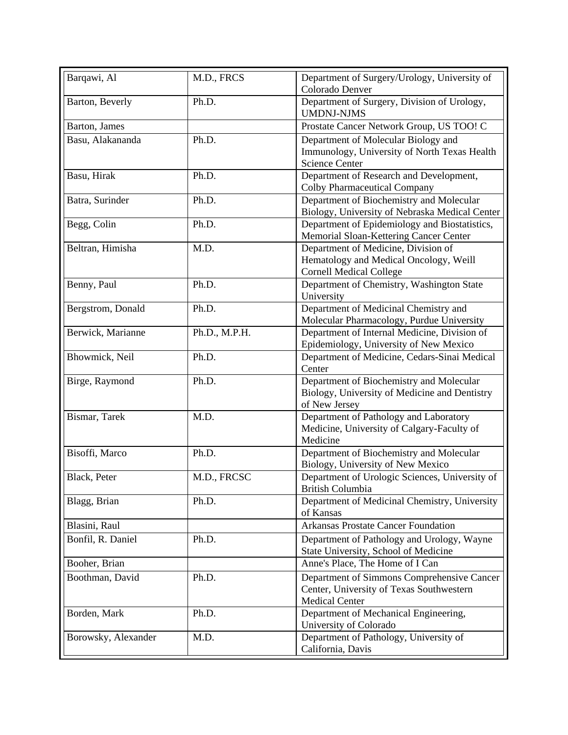| Barqawi, Al | M.D., FRCS | Department of Surgery/Urology, University of Colorado Denver |
|---|---|---|
| Barton, Beverly | Ph.D. | Department of Surgery, Division of Urology, UMDNJ-NJMS |
| Barton, James | | Prostate Cancer Network Group, US TOO! C |
| Basu, Alakananda | Ph.D. | Department of Molecular Biology and Immunology, University of North Texas Health Science Center |
| Basu, Hirak | Ph.D. | Department of Research and Development, Colby Pharmaceutical Company |
| Batra, Surinder | Ph.D. | Department of Biochemistry and Molecular Biology, University of Nebraska Medical Center |
| Begg, Colin | Ph.D. | Department of Epidemiology and Biostatistics, Memorial Sloan-Kettering Cancer Center |
| Beltran, Himisha | M.D. | Department of Medicine, Division of Hematology and Medical Oncology, Weill Cornell Medical College |
| Benny, Paul | Ph.D. | Department of Chemistry, Washington State University |
| Bergstrom, Donald | Ph.D. | Department of Medicinal Chemistry and Molecular Pharmacology, Purdue University |
| Berwick, Marianne | Ph.D., M.P.H. | Department of Internal Medicine, Division of Epidemiology, University of New Mexico |
| Bhowmick, Neil | Ph.D. | Department of Medicine, Cedars-Sinai Medical Center |
| Birge, Raymond | Ph.D. | Department of Biochemistry and Molecular Biology, University of Medicine and Dentistry of New Jersey |
| Bismar, Tarek | M.D. | Department of Pathology and Laboratory Medicine, University of Calgary-Faculty of Medicine |
| Bisoffi, Marco | Ph.D. | Department of Biochemistry and Molecular Biology, University of New Mexico |
| Black, Peter | M.D., FRCSC | Department of Urologic Sciences, University of British Columbia |
| Blagg, Brian | Ph.D. | Department of Medicinal Chemistry, University of Kansas |
| Blasini, Raul | | Arkansas Prostate Cancer Foundation |
| Bonfil, R. Daniel | Ph.D. | Department of Pathology and Urology, Wayne State University, School of Medicine |
| Booher, Brian | | Anne's Place, The Home of I Can |
| Boothman, David | Ph.D. | Department of Simmons Comprehensive Cancer Center, University of Texas Southwestern Medical Center |
| Borden, Mark | Ph.D. | Department of Mechanical Engineering, University of Colorado |
| Borowsky, Alexander | M.D. | Department of Pathology, University of California, Davis |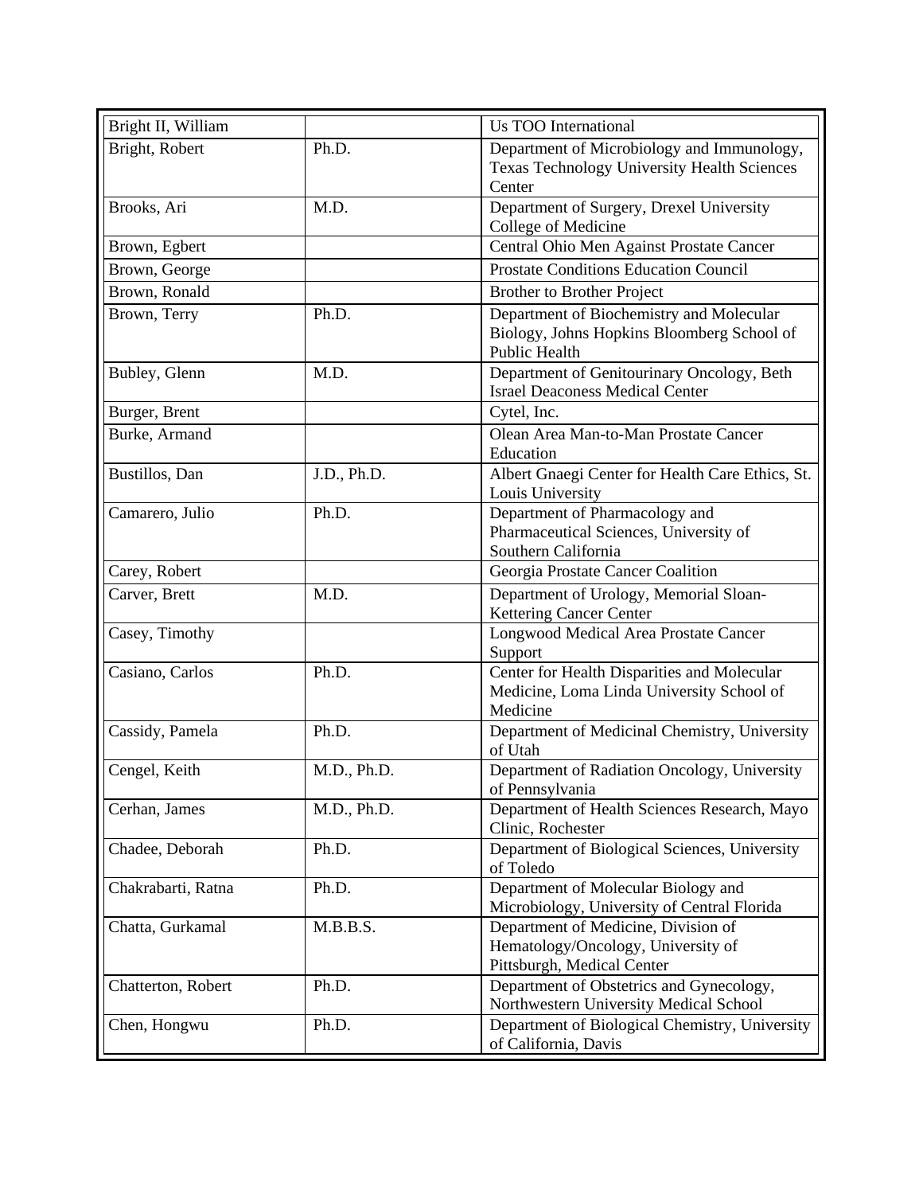| Bright II, William | | Us TOO International |
|---|---|---|
| Bright, Robert | Ph.D. | Department of Microbiology and Immunology, Texas Technology University Health Sciences Center |
| Brooks, Ari | M.D. | Department of Surgery, Drexel University College of Medicine |
| Brown, Egbert | | Central Ohio Men Against Prostate Cancer |
| Brown, George | | Prostate Conditions Education Council |
| Brown, Ronald | | Brother to Brother Project |
| Brown, Terry | Ph.D. | Department of Biochemistry and Molecular Biology, Johns Hopkins Bloomberg School of Public Health |
| Bubley, Glenn | M.D. | Department of Genitourinary Oncology, Beth Israel Deaconess Medical Center |
| Burger, Brent | | Cytel, Inc. |
| Burke, Armand | | Olean Area Man-to-Man Prostate Cancer Education |
| Bustillos, Dan | J.D., Ph.D. | Albert Gnaegi Center for Health Care Ethics, St. Louis University |
| Camarero, Julio | Ph.D. | Department of Pharmacology and Pharmaceutical Sciences, University of Southern California |
| Carey, Robert | | Georgia Prostate Cancer Coalition |
| Carver, Brett | M.D. | Department of Urology, Memorial Sloan-Kettering Cancer Center |
| Casey, Timothy | | Longwood Medical Area Prostate Cancer Support |
| Casiano, Carlos | Ph.D. | Center for Health Disparities and Molecular Medicine, Loma Linda University School of Medicine |
| Cassidy, Pamela | Ph.D. | Department of Medicinal Chemistry, University of Utah |
| Cengel, Keith | M.D., Ph.D. | Department of Radiation Oncology, University of Pennsylvania |
| Cerhan, James | M.D., Ph.D. | Department of Health Sciences Research, Mayo Clinic, Rochester |
| Chadee, Deborah | Ph.D. | Department of Biological Sciences, University of Toledo |
| Chakrabarti, Ratna | Ph.D. | Department of Molecular Biology and Microbiology, University of Central Florida |
| Chatta, Gurkamal | M.B.B.S. | Department of Medicine, Division of Hematology/Oncology, University of Pittsburgh, Medical Center |
| Chatterton, Robert | Ph.D. | Department of Obstetrics and Gynecology, Northwestern University Medical School |
| Chen, Hongwu | Ph.D. | Department of Biological Chemistry, University of California, Davis |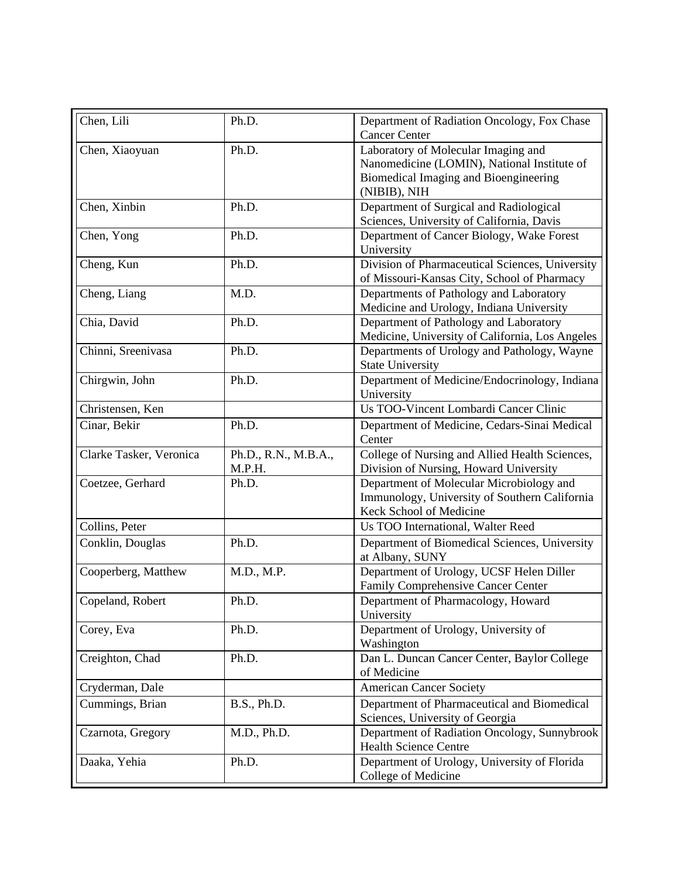| Chen, Lili | Ph.D. | Department of Radiation Oncology, Fox Chase Cancer Center |
|---|---|---|
| Chen, Xiaoyuan | Ph.D. | Laboratory of Molecular Imaging and Nanomedicine (LOMIN), National Institute of Biomedical Imaging and Bioengineering (NIBIB), NIH |
| Chen, Xinbin | Ph.D. | Department of Surgical and Radiological Sciences, University of California, Davis |
| Chen, Yong | Ph.D. | Department of Cancer Biology, Wake Forest University |
| Cheng, Kun | Ph.D. | Division of Pharmaceutical Sciences, University of Missouri-Kansas City, School of Pharmacy |
| Cheng, Liang | M.D. | Departments of Pathology and Laboratory Medicine and Urology, Indiana University |
| Chia, David | Ph.D. | Department of Pathology and Laboratory Medicine, University of California, Los Angeles |
| Chinni, Sreenivasa | Ph.D. | Departments of Urology and Pathology, Wayne State University |
| Chirgwin, John | Ph.D. | Department of Medicine/Endocrinology, Indiana University |
| Christensen, Ken | | Us TOO-Vincent Lombardi Cancer Clinic |
| Cinar, Bekir | Ph.D. | Department of Medicine, Cedars-Sinai Medical Center |
| Clarke Tasker, Veronica | Ph.D., R.N., M.B.A., M.P.H. | College of Nursing and Allied Health Sciences, Division of Nursing, Howard University |
| Coetzee, Gerhard | Ph.D. | Department of Molecular Microbiology and Immunology, University of Southern California Keck School of Medicine |
| Collins, Peter | | Us TOO International, Walter Reed |
| Conklin, Douglas | Ph.D. | Department of Biomedical Sciences, University at Albany, SUNY |
| Cooperberg, Matthew | M.D., M.P. | Department of Urology, UCSF Helen Diller Family Comprehensive Cancer Center |
| Copeland, Robert | Ph.D. | Department of Pharmacology, Howard University |
| Corey, Eva | Ph.D. | Department of Urology, University of Washington |
| Creighton, Chad | Ph.D. | Dan L. Duncan Cancer Center, Baylor College of Medicine |
| Cryderman, Dale | | American Cancer Society |
| Cummings, Brian | B.S., Ph.D. | Department of Pharmaceutical and Biomedical Sciences, University of Georgia |
| Czarnota, Gregory | M.D., Ph.D. | Department of Radiation Oncology, Sunnybrook Health Science Centre |
| Daaka, Yehia | Ph.D. | Department of Urology, University of Florida College of Medicine |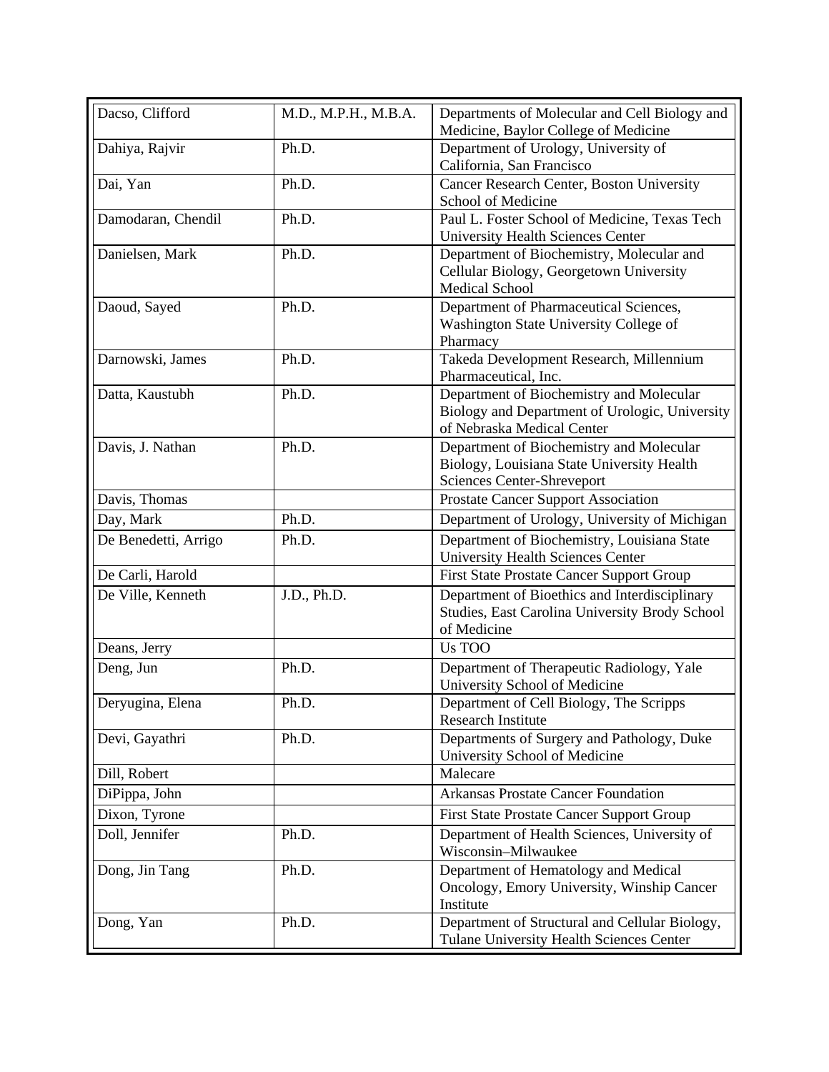| Dacso, Clifford | M.D., M.P.H., M.B.A. | Departments of Molecular and Cell Biology and Medicine, Baylor College of Medicine |
|---|---|---|
| Dahiya, Rajvir | Ph.D. | Department of Urology, University of California, San Francisco |
| Dai, Yan | Ph.D. | Cancer Research Center, Boston University School of Medicine |
| Damodaran, Chendil | Ph.D. | Paul L. Foster School of Medicine, Texas Tech University Health Sciences Center |
| Danielsen, Mark | Ph.D. | Department of Biochemistry, Molecular and Cellular Biology, Georgetown University Medical School |
| Daoud, Sayed | Ph.D. | Department of Pharmaceutical Sciences, Washington State University College of Pharmacy |
| Darnowski, James | Ph.D. | Takeda Development Research, Millennium Pharmaceutical, Inc. |
| Datta, Kaustubh | Ph.D. | Department of Biochemistry and Molecular Biology and Department of Urologic, University of Nebraska Medical Center |
| Davis, J. Nathan | Ph.D. | Department of Biochemistry and Molecular Biology, Louisiana State University Health Sciences Center-Shreveport |
| Davis, Thomas | | Prostate Cancer Support Association |
| Day, Mark | Ph.D. | Department of Urology, University of Michigan |
| De Benedetti, Arrigo | Ph.D. | Department of Biochemistry, Louisiana State University Health Sciences Center |
| De Carli, Harold | | First State Prostate Cancer Support Group |
| De Ville, Kenneth | J.D., Ph.D. | Department of Bioethics and Interdisciplinary Studies, East Carolina University Brody School of Medicine |
| Deans, Jerry | | Us TOO |
| Deng, Jun | Ph.D. | Department of Therapeutic Radiology, Yale University School of Medicine |
| Deryugina, Elena | Ph.D. | Department of Cell Biology, The Scripps Research Institute |
| Devi, Gayathri | Ph.D. | Departments of Surgery and Pathology, Duke University School of Medicine |
| Dill, Robert | | Malecare |
| DiPippa, John | | Arkansas Prostate Cancer Foundation |
| Dixon, Tyrone | | First State Prostate Cancer Support Group |
| Doll, Jennifer | Ph.D. | Department of Health Sciences, University of Wisconsin–Milwaukee |
| Dong, Jin Tang | Ph.D. | Department of Hematology and Medical Oncology, Emory University, Winship Cancer Institute |
| Dong, Yan | Ph.D. | Department of Structural and Cellular Biology, Tulane University Health Sciences Center |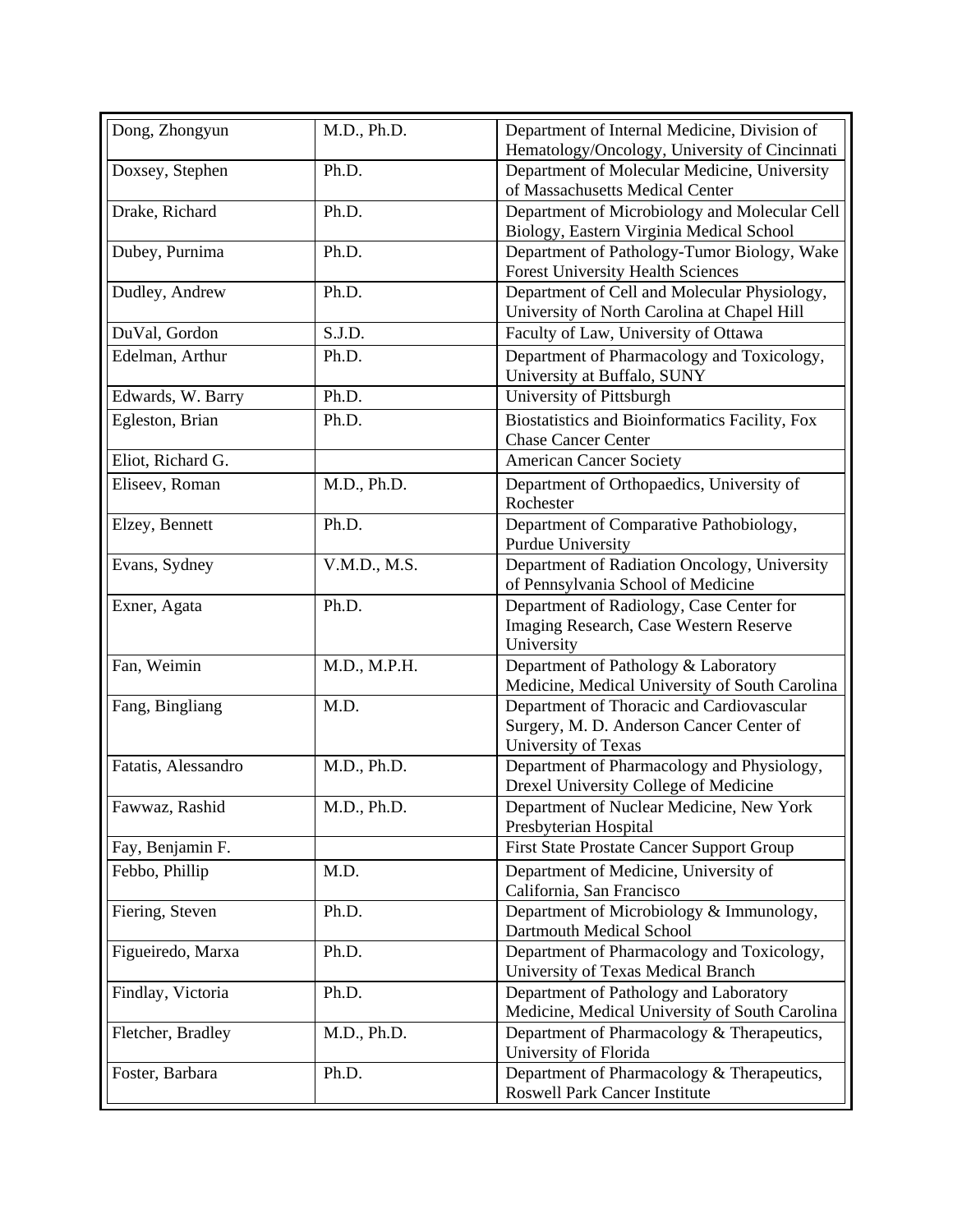| Dong, Zhongyun | M.D., Ph.D. | Department of Internal Medicine, Division of Hematology/Oncology, University of Cincinnati |
|---|---|---|
| Doxsey, Stephen | Ph.D. | Department of Molecular Medicine, University of Massachusetts Medical Center |
| Drake, Richard | Ph.D. | Department of Microbiology and Molecular Cell Biology, Eastern Virginia Medical School |
| Dubey, Purnima | Ph.D. | Department of Pathology-Tumor Biology, Wake Forest University Health Sciences |
| Dudley, Andrew | Ph.D. | Department of Cell and Molecular Physiology, University of North Carolina at Chapel Hill |
| DuVal, Gordon | S.J.D. | Faculty of Law, University of Ottawa |
| Edelman, Arthur | Ph.D. | Department of Pharmacology and Toxicology, University at Buffalo, SUNY |
| Edwards, W. Barry | Ph.D. | University of Pittsburgh |
| Egleston, Brian | Ph.D. | Biostatistics and Bioinformatics Facility, Fox Chase Cancer Center |
| Eliot, Richard G. | | American Cancer Society |
| Eliseev, Roman | M.D., Ph.D. | Department of Orthopaedics, University of Rochester |
| Elzey, Bennett | Ph.D. | Department of Comparative Pathobiology, Purdue University |
| Evans, Sydney | V.M.D., M.S. | Department of Radiation Oncology, University of Pennsylvania School of Medicine |
| Exner, Agata | Ph.D. | Department of Radiology, Case Center for Imaging Research, Case Western Reserve University |
| Fan, Weimin | M.D., M.P.H. | Department of Pathology & Laboratory Medicine, Medical University of South Carolina |
| Fang, Bingliang | M.D. | Department of Thoracic and Cardiovascular Surgery, M. D. Anderson Cancer Center of University of Texas |
| Fatatis, Alessandro | M.D., Ph.D. | Department of Pharmacology and Physiology, Drexel University College of Medicine |
| Fawwaz, Rashid | M.D., Ph.D. | Department of Nuclear Medicine, New York Presbyterian Hospital |
| Fay, Benjamin F. | | First State Prostate Cancer Support Group |
| Febbo, Phillip | M.D. | Department of Medicine, University of California, San Francisco |
| Fiering, Steven | Ph.D. | Department of Microbiology & Immunology, Dartmouth Medical School |
| Figueiredo, Marxa | Ph.D. | Department of Pharmacology and Toxicology, University of Texas Medical Branch |
| Findlay, Victoria | Ph.D. | Department of Pathology and Laboratory Medicine, Medical University of South Carolina |
| Fletcher, Bradley | M.D., Ph.D. | Department of Pharmacology & Therapeutics, University of Florida |
| Foster, Barbara | Ph.D. | Department of Pharmacology & Therapeutics, Roswell Park Cancer Institute |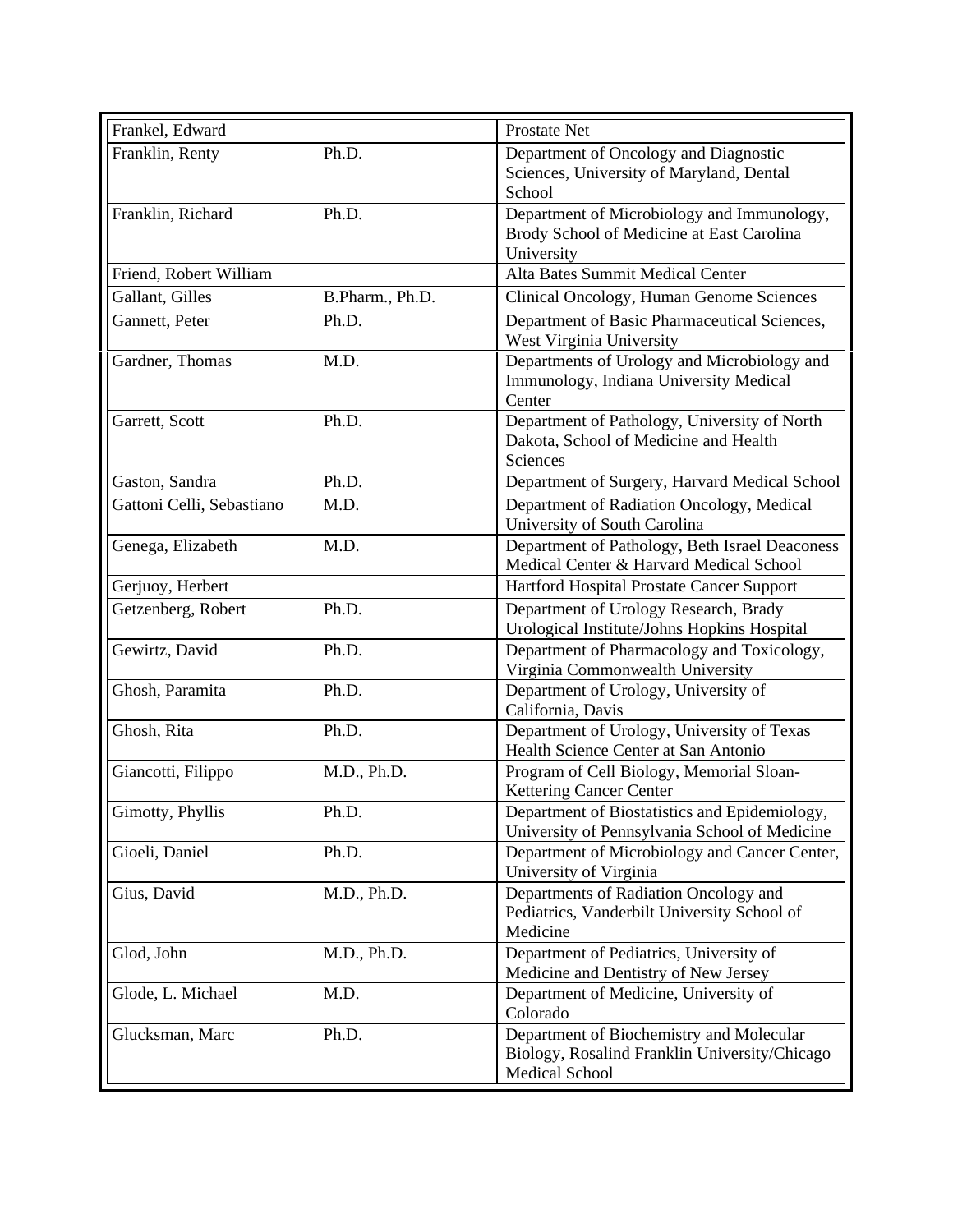| | | |
|---|---|---|
| Frankel, Edward | | Prostate Net |
| Franklin, Renty | Ph.D. | Department of Oncology and Diagnostic Sciences, University of Maryland, Dental School |
| Franklin, Richard | Ph.D. | Department of Microbiology and Immunology, Brody School of Medicine at East Carolina University |
| Friend, Robert William | | Alta Bates Summit Medical Center |
| Gallant, Gilles | B.Pharm., Ph.D. | Clinical Oncology, Human Genome Sciences |
| Gannett, Peter | Ph.D. | Department of Basic Pharmaceutical Sciences, West Virginia University |
| Gardner, Thomas | M.D. | Departments of Urology and Microbiology and Immunology, Indiana University Medical Center |
| Garrett, Scott | Ph.D. | Department of Pathology, University of North Dakota, School of Medicine and Health Sciences |
| Gaston, Sandra | Ph.D. | Department of Surgery, Harvard Medical School |
| Gattoni Celli, Sebastiano | M.D. | Department of Radiation Oncology, Medical University of South Carolina |
| Genega, Elizabeth | M.D. | Department of Pathology, Beth Israel Deaconess Medical Center & Harvard Medical School |
| Gerjuoy, Herbert | | Hartford Hospital Prostate Cancer Support |
| Getzenberg, Robert | Ph.D. | Department of Urology Research, Brady Urological Institute/Johns Hopkins Hospital |
| Gewirtz, David | Ph.D. | Department of Pharmacology and Toxicology, Virginia Commonwealth University |
| Ghosh, Paramita | Ph.D. | Department of Urology, University of California, Davis |
| Ghosh, Rita | Ph.D. | Department of Urology, University of Texas Health Science Center at San Antonio |
| Giancotti, Filippo | M.D., Ph.D. | Program of Cell Biology, Memorial Sloan-Kettering Cancer Center |
| Gimotty, Phyllis | Ph.D. | Department of Biostatistics and Epidemiology, University of Pennsylvania School of Medicine |
| Gioeli, Daniel | Ph.D. | Department of Microbiology and Cancer Center, University of Virginia |
| Gius, David | M.D., Ph.D. | Departments of Radiation Oncology and Pediatrics, Vanderbilt University School of Medicine |
| Glod, John | M.D., Ph.D. | Department of Pediatrics, University of Medicine and Dentistry of New Jersey |
| Glode, L. Michael | M.D. | Department of Medicine, University of Colorado |
| Glucksman, Marc | Ph.D. | Department of Biochemistry and Molecular Biology, Rosalind Franklin University/Chicago Medical School |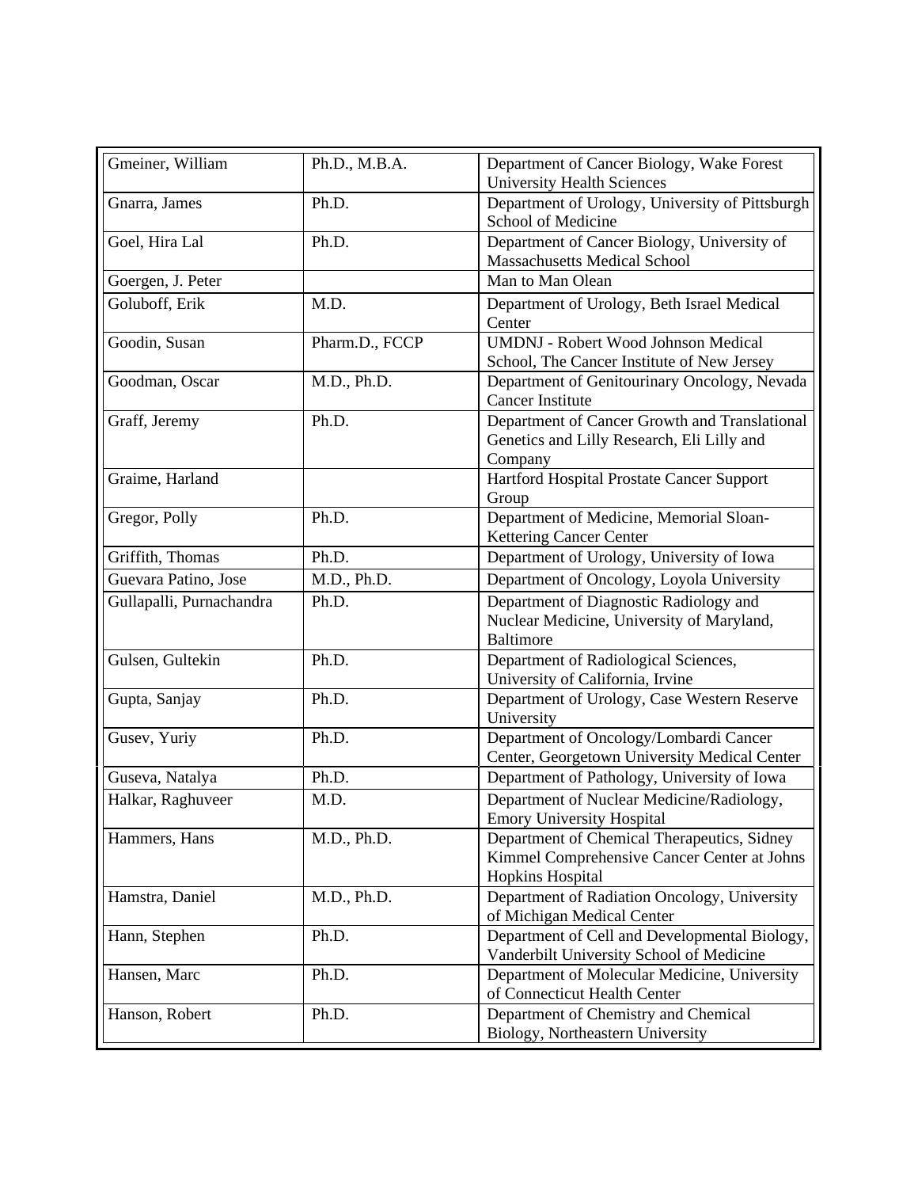| Name | Degree | Affiliation |
|---|---|---|
| Gmeiner, William | Ph.D., M.B.A. | Department of Cancer Biology, Wake Forest University Health Sciences |
| Gnarra, James | Ph.D. | Department of Urology, University of Pittsburgh School of Medicine |
| Goel, Hira Lal | Ph.D. | Department of Cancer Biology, University of Massachusetts Medical School |
| Goergen, J. Peter | | Man to Man Olean |
| Goluboff, Erik | M.D. | Department of Urology, Beth Israel Medical Center |
| Goodin, Susan | Pharm.D., FCCP | UMDNJ - Robert Wood Johnson Medical School, The Cancer Institute of New Jersey |
| Goodman, Oscar | M.D., Ph.D. | Department of Genitourinary Oncology, Nevada Cancer Institute |
| Graff, Jeremy | Ph.D. | Department of Cancer Growth and Translational Genetics and Lilly Research, Eli Lilly and Company |
| Graime, Harland | | Hartford Hospital Prostate Cancer Support Group |
| Gregor, Polly | Ph.D. | Department of Medicine, Memorial Sloan-Kettering Cancer Center |
| Griffith, Thomas | Ph.D. | Department of Urology, University of Iowa |
| Guevara Patino, Jose | M.D., Ph.D. | Department of Oncology, Loyola University |
| Gullapalli, Purnachandra | Ph.D. | Department of Diagnostic Radiology and Nuclear Medicine, University of Maryland, Baltimore |
| Gulsen, Gultekin | Ph.D. | Department of Radiological Sciences, University of California, Irvine |
| Gupta, Sanjay | Ph.D. | Department of Urology, Case Western Reserve University |
| Gusev, Yuriy | Ph.D. | Department of Oncology/Lombardi Cancer Center, Georgetown University Medical Center |
| Guseva, Natalya | Ph.D. | Department of Pathology, University of Iowa |
| Halkar, Raghuveer | M.D. | Department of Nuclear Medicine/Radiology, Emory University Hospital |
| Hammers, Hans | M.D., Ph.D. | Department of Chemical Therapeutics, Sidney Kimmel Comprehensive Cancer Center at Johns Hopkins Hospital |
| Hamstra, Daniel | M.D., Ph.D. | Department of Radiation Oncology, University of Michigan Medical Center |
| Hann, Stephen | Ph.D. | Department of Cell and Developmental Biology, Vanderbilt University School of Medicine |
| Hansen, Marc | Ph.D. | Department of Molecular Medicine, University of Connecticut Health Center |
| Hanson, Robert | Ph.D. | Department of Chemistry and Chemical Biology, Northeastern University |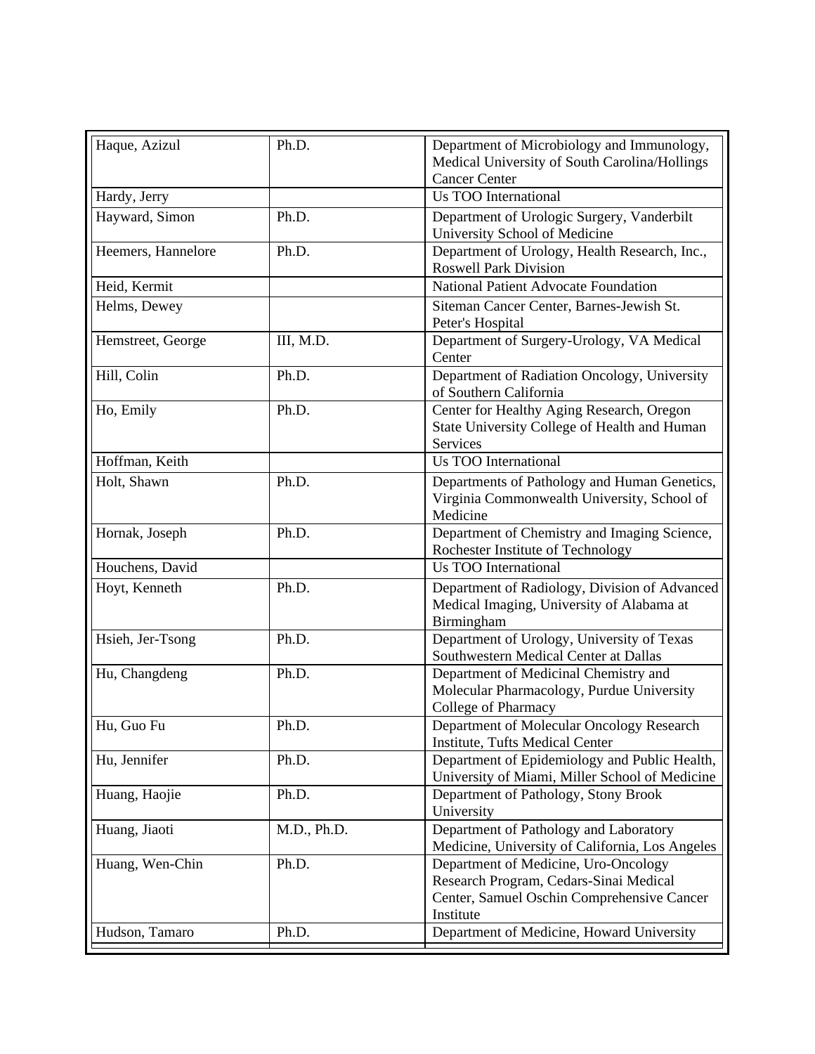| Haque, Azizul | Ph.D. | Department of Microbiology and Immunology, Medical University of South Carolina/Hollings Cancer Center |
|---|---|---|
| Hardy, Jerry | | Us TOO International |
| Hayward, Simon | Ph.D. | Department of Urologic Surgery, Vanderbilt University School of Medicine |
| Heemers, Hannelore | Ph.D. | Department of Urology, Health Research, Inc., Roswell Park Division |
| Heid, Kermit | | National Patient Advocate Foundation |
| Helms, Dewey | | Siteman Cancer Center, Barnes-Jewish St. Peter's Hospital |
| Hemstreet, George | III, M.D. | Department of Surgery-Urology, VA Medical Center |
| Hill, Colin | Ph.D. | Department of Radiation Oncology, University of Southern California |
| Ho, Emily | Ph.D. | Center for Healthy Aging Research, Oregon State University College of Health and Human Services |
| Hoffman, Keith | | Us TOO International |
| Holt, Shawn | Ph.D. | Departments of Pathology and Human Genetics, Virginia Commonwealth University, School of Medicine |
| Hornak, Joseph | Ph.D. | Department of Chemistry and Imaging Science, Rochester Institute of Technology |
| Houchens, David | | Us TOO International |
| Hoyt, Kenneth | Ph.D. | Department of Radiology, Division of Advanced Medical Imaging, University of Alabama at Birmingham |
| Hsieh, Jer-Tsong | Ph.D. | Department of Urology, University of Texas Southwestern Medical Center at Dallas |
| Hu, Changdeng | Ph.D. | Department of Medicinal Chemistry and Molecular Pharmacology, Purdue University College of Pharmacy |
| Hu, Guo Fu | Ph.D. | Department of Molecular Oncology Research Institute, Tufts Medical Center |
| Hu, Jennifer | Ph.D. | Department of Epidemiology and Public Health, University of Miami, Miller School of Medicine |
| Huang, Haojie | Ph.D. | Department of Pathology, Stony Brook University |
| Huang, Jiaoti | M.D., Ph.D. | Department of Pathology and Laboratory Medicine, University of California, Los Angeles |
| Huang, Wen-Chin | Ph.D. | Department of Medicine, Uro-Oncology Research Program, Cedars-Sinai Medical Center, Samuel Oschin Comprehensive Cancer Institute |
| Hudson, Tamaro | Ph.D. | Department of Medicine, Howard University |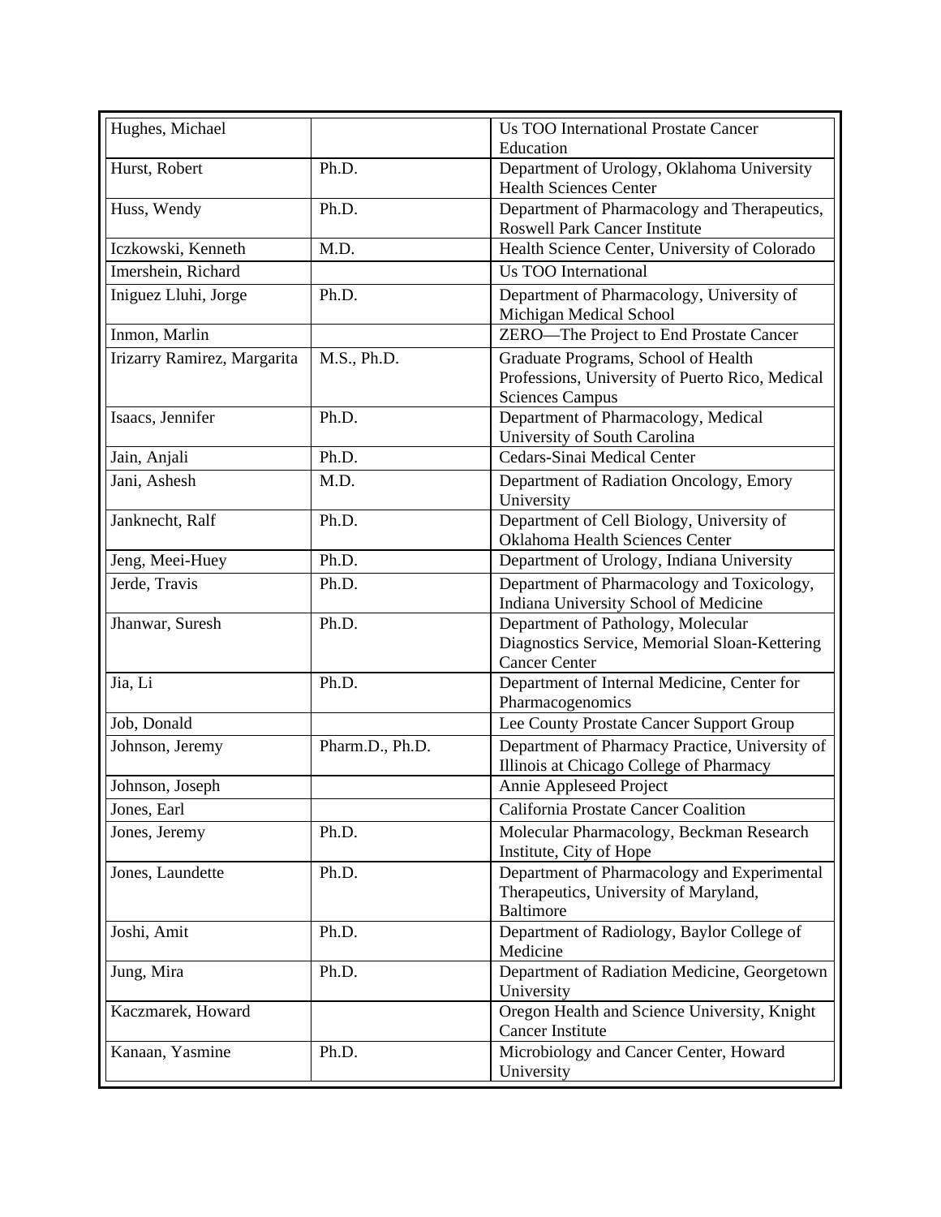| | | |
|---|---|---|
| Hughes, Michael | | Us TOO International Prostate Cancer Education |
| Hurst, Robert | Ph.D. | Department of Urology, Oklahoma University Health Sciences Center |
| Huss, Wendy | Ph.D. | Department of Pharmacology and Therapeutics, Roswell Park Cancer Institute |
| Iczkowski, Kenneth | M.D. | Health Science Center, University of Colorado |
| Imershein, Richard | | Us TOO International |
| Iniguez Lluhi, Jorge | Ph.D. | Department of Pharmacology, University of Michigan Medical School |
| Inmon, Marlin | | ZERO—The Project to End Prostate Cancer |
| Irizarry Ramirez, Margarita | M.S., Ph.D. | Graduate Programs, School of Health Professions, University of Puerto Rico, Medical Sciences Campus |
| Isaacs, Jennifer | Ph.D. | Department of Pharmacology, Medical University of South Carolina |
| Jain, Anjali | Ph.D. | Cedars-Sinai Medical Center |
| Jani, Ashesh | M.D. | Department of Radiation Oncology, Emory University |
| Janknecht, Ralf | Ph.D. | Department of Cell Biology, University of Oklahoma Health Sciences Center |
| Jeng, Meei-Huey | Ph.D. | Department of Urology, Indiana University |
| Jerde, Travis | Ph.D. | Department of Pharmacology and Toxicology, Indiana University School of Medicine |
| Jhanwar, Suresh | Ph.D. | Department of Pathology, Molecular Diagnostics Service, Memorial Sloan-Kettering Cancer Center |
| Jia, Li | Ph.D. | Department of Internal Medicine, Center for Pharmacogenomics |
| Job, Donald | | Lee County Prostate Cancer Support Group |
| Johnson, Jeremy | Pharm.D., Ph.D. | Department of Pharmacy Practice, University of Illinois at Chicago College of Pharmacy |
| Johnson, Joseph | | Annie Appleseed Project |
| Jones, Earl | | California Prostate Cancer Coalition |
| Jones, Jeremy | Ph.D. | Molecular Pharmacology, Beckman Research Institute, City of Hope |
| Jones, Laundette | Ph.D. | Department of Pharmacology and Experimental Therapeutics, University of Maryland, Baltimore |
| Joshi, Amit | Ph.D. | Department of Radiology, Baylor College of Medicine |
| Jung, Mira | Ph.D. | Department of Radiation Medicine, Georgetown University |
| Kaczmarek, Howard | | Oregon Health and Science University, Knight Cancer Institute |
| Kanaan, Yasmine | Ph.D. | Microbiology and Cancer Center, Howard University |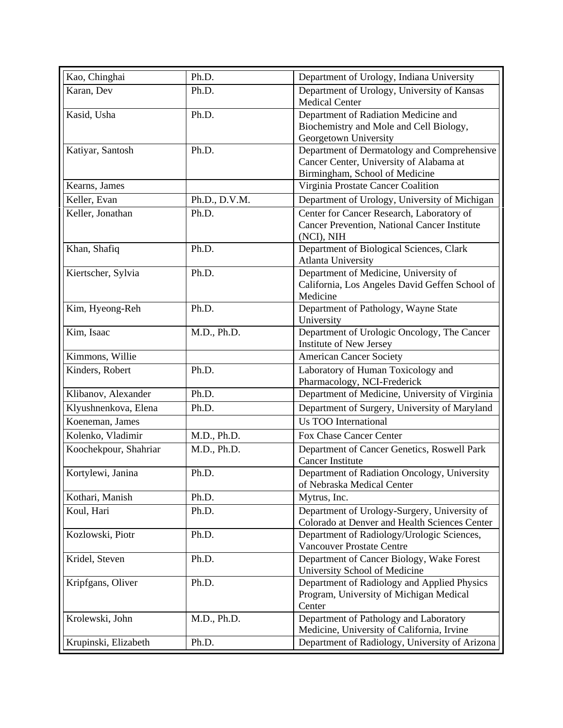| Kao, Chinghai | Ph.D. | Department of Urology, Indiana University |
|---|---|---|
| Karan, Dev | Ph.D. | Department of Urology, University of Kansas Medical Center |
| Kasid, Usha | Ph.D. | Department of Radiation Medicine and Biochemistry and Mole and Cell Biology, Georgetown University |
| Katiyar, Santosh | Ph.D. | Department of Dermatology and Comprehensive Cancer Center, University of Alabama at Birmingham, School of Medicine |
| Kearns, James | | Virginia Prostate Cancer Coalition |
| Keller, Evan | Ph.D., D.V.M. | Department of Urology, University of Michigan |
| Keller, Jonathan | Ph.D. | Center for Cancer Research, Laboratory of Cancer Prevention, National Cancer Institute (NCI), NIH |
| Khan, Shafiq | Ph.D. | Department of Biological Sciences, Clark Atlanta University |
| Kiertscher, Sylvia | Ph.D. | Department of Medicine, University of California, Los Angeles David Geffen School of Medicine |
| Kim, Hyeong-Reh | Ph.D. | Department of Pathology, Wayne State University |
| Kim, Isaac | M.D., Ph.D. | Department of Urologic Oncology, The Cancer Institute of New Jersey |
| Kimmons, Willie | | American Cancer Society |
| Kinders, Robert | Ph.D. | Laboratory of Human Toxicology and Pharmacology, NCI-Frederick |
| Klibanov, Alexander | Ph.D. | Department of Medicine, University of Virginia |
| Klyushnenkova, Elena | Ph.D. | Department of Surgery, University of Maryland |
| Koeneman, James | | Us TOO International |
| Kolenko, Vladimir | M.D., Ph.D. | Fox Chase Cancer Center |
| Koochekpour, Shahriar | M.D., Ph.D. | Department of Cancer Genetics, Roswell Park Cancer Institute |
| Kortylewi, Janina | Ph.D. | Department of Radiation Oncology, University of Nebraska Medical Center |
| Kothari, Manish | Ph.D. | Mytrus, Inc. |
| Koul, Hari | Ph.D. | Department of Urology-Surgery, University of Colorado at Denver and Health Sciences Center |
| Kozlowski, Piotr | Ph.D. | Department of Radiology/Urologic Sciences, Vancouver Prostate Centre |
| Kridel, Steven | Ph.D. | Department of Cancer Biology, Wake Forest University School of Medicine |
| Kripfgans, Oliver | Ph.D. | Department of Radiology and Applied Physics Program, University of Michigan Medical Center |
| Krolewski, John | M.D., Ph.D. | Department of Pathology and Laboratory Medicine, University of California, Irvine |
| Krupinski, Elizabeth | Ph.D. | Department of Radiology, University of Arizona |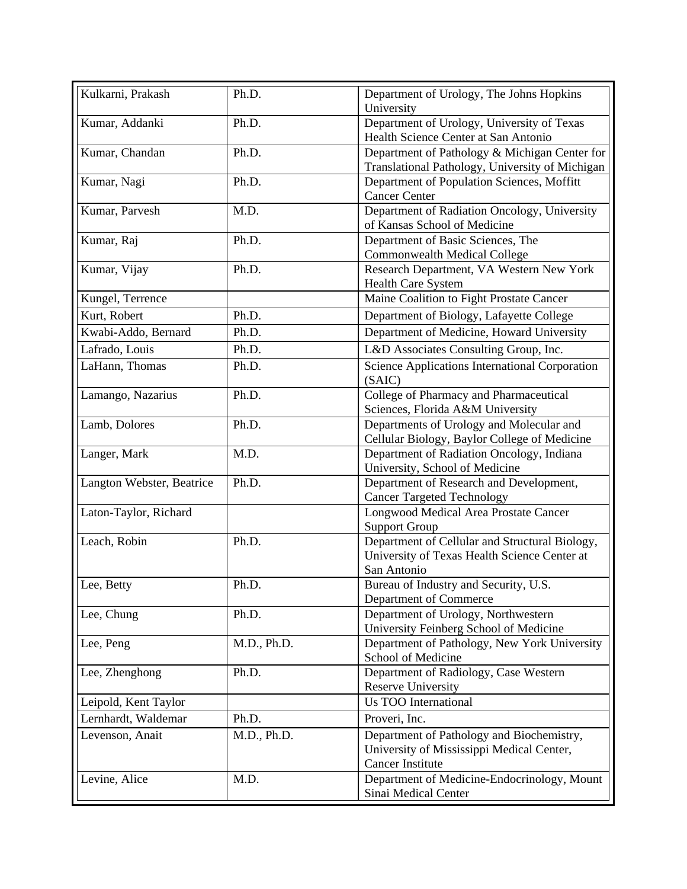| | | |
|---|---|---|
| Kulkarni, Prakash | Ph.D. | Department of Urology, The Johns Hopkins University |
| Kumar, Addanki | Ph.D. | Department of Urology, University of Texas Health Science Center at San Antonio |
| Kumar, Chandan | Ph.D. | Department of Pathology & Michigan Center for Translational Pathology, University of Michigan |
| Kumar, Nagi | Ph.D. | Department of Population Sciences, Moffitt Cancer Center |
| Kumar, Parvesh | M.D. | Department of Radiation Oncology, University of Kansas School of Medicine |
| Kumar, Raj | Ph.D. | Department of Basic Sciences, The Commonwealth Medical College |
| Kumar, Vijay | Ph.D. | Research Department, VA Western New York Health Care System |
| Kungel, Terrence | | Maine Coalition to Fight Prostate Cancer |
| Kurt, Robert | Ph.D. | Department of Biology, Lafayette College |
| Kwabi-Addo, Bernard | Ph.D. | Department of Medicine, Howard University |
| Lafrado, Louis | Ph.D. | L&D Associates Consulting Group, Inc. |
| LaHann, Thomas | Ph.D. | Science Applications International Corporation (SAIC) |
| Lamango, Nazarius | Ph.D. | College of Pharmacy and Pharmaceutical Sciences, Florida A&M University |
| Lamb, Dolores | Ph.D. | Departments of Urology and Molecular and Cellular Biology, Baylor College of Medicine |
| Langer, Mark | M.D. | Department of Radiation Oncology, Indiana University, School of Medicine |
| Langton Webster, Beatrice | Ph.D. | Department of Research and Development, Cancer Targeted Technology |
| Laton-Taylor, Richard | | Longwood Medical Area Prostate Cancer Support Group |
| Leach, Robin | Ph.D. | Department of Cellular and Structural Biology, University of Texas Health Science Center at San Antonio |
| Lee, Betty | Ph.D. | Bureau of Industry and Security, U.S. Department of Commerce |
| Lee, Chung | Ph.D. | Department of Urology, Northwestern University Feinberg School of Medicine |
| Lee, Peng | M.D., Ph.D. | Department of Pathology, New York University School of Medicine |
| Lee, Zhenghong | Ph.D. | Department of Radiology, Case Western Reserve University |
| Leipold, Kent Taylor | | Us TOO International |
| Lernhardt, Waldemar | Ph.D. | Proveri, Inc. |
| Levenson, Anait | M.D., Ph.D. | Department of Pathology and Biochemistry, University of Mississippi Medical Center, Cancer Institute |
| Levine, Alice | M.D. | Department of Medicine-Endocrinology, Mount Sinai Medical Center |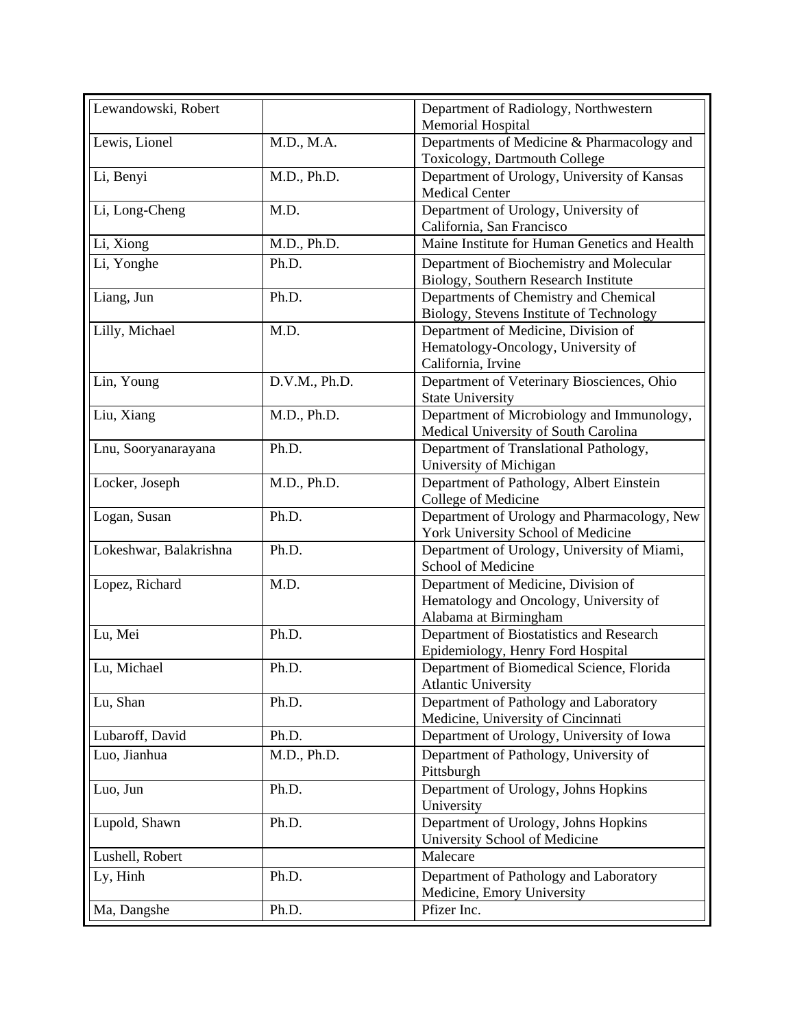| Lewandowski, Robert | | Department of Radiology, Northwestern Memorial Hospital |
|---|---|---|
| Lewis, Lionel | M.D., M.A. | Departments of Medicine & Pharmacology and Toxicology, Dartmouth College |
| Li, Benyi | M.D., Ph.D. | Department of Urology, University of Kansas Medical Center |
| Li, Long-Cheng | M.D. | Department of Urology, University of California, San Francisco |
| Li, Xiong | M.D., Ph.D. | Maine Institute for Human Genetics and Health |
| Li, Yonghe | Ph.D. | Department of Biochemistry and Molecular Biology, Southern Research Institute |
| Liang, Jun | Ph.D. | Departments of Chemistry and Chemical Biology, Stevens Institute of Technology |
| Lilly, Michael | M.D. | Department of Medicine, Division of Hematology-Oncology, University of California, Irvine |
| Lin, Young | D.V.M., Ph.D. | Department of Veterinary Biosciences, Ohio State University |
| Liu, Xiang | M.D., Ph.D. | Department of Microbiology and Immunology, Medical University of South Carolina |
| Lnu, Sooryanarayana | Ph.D. | Department of Translational Pathology, University of Michigan |
| Locker, Joseph | M.D., Ph.D. | Department of Pathology, Albert Einstein College of Medicine |
| Logan, Susan | Ph.D. | Department of Urology and Pharmacology, New York University School of Medicine |
| Lokeshwar, Balakrishna | Ph.D. | Department of Urology, University of Miami, School of Medicine |
| Lopez, Richard | M.D. | Department of Medicine, Division of Hematology and Oncology, University of Alabama at Birmingham |
| Lu, Mei | Ph.D. | Department of Biostatistics and Research Epidemiology, Henry Ford Hospital |
| Lu, Michael | Ph.D. | Department of Biomedical Science, Florida Atlantic University |
| Lu, Shan | Ph.D. | Department of Pathology and Laboratory Medicine, University of Cincinnati |
| Lubaroff, David | Ph.D. | Department of Urology, University of Iowa |
| Luo, Jianhua | M.D., Ph.D. | Department of Pathology, University of Pittsburgh |
| Luo, Jun | Ph.D. | Department of Urology, Johns Hopkins University |
| Lupold, Shawn | Ph.D. | Department of Urology, Johns Hopkins University School of Medicine |
| Lushell, Robert | | Malecare |
| Ly, Hinh | Ph.D. | Department of Pathology and Laboratory Medicine, Emory University |
| Ma, Dangshe | Ph.D. | Pfizer Inc. |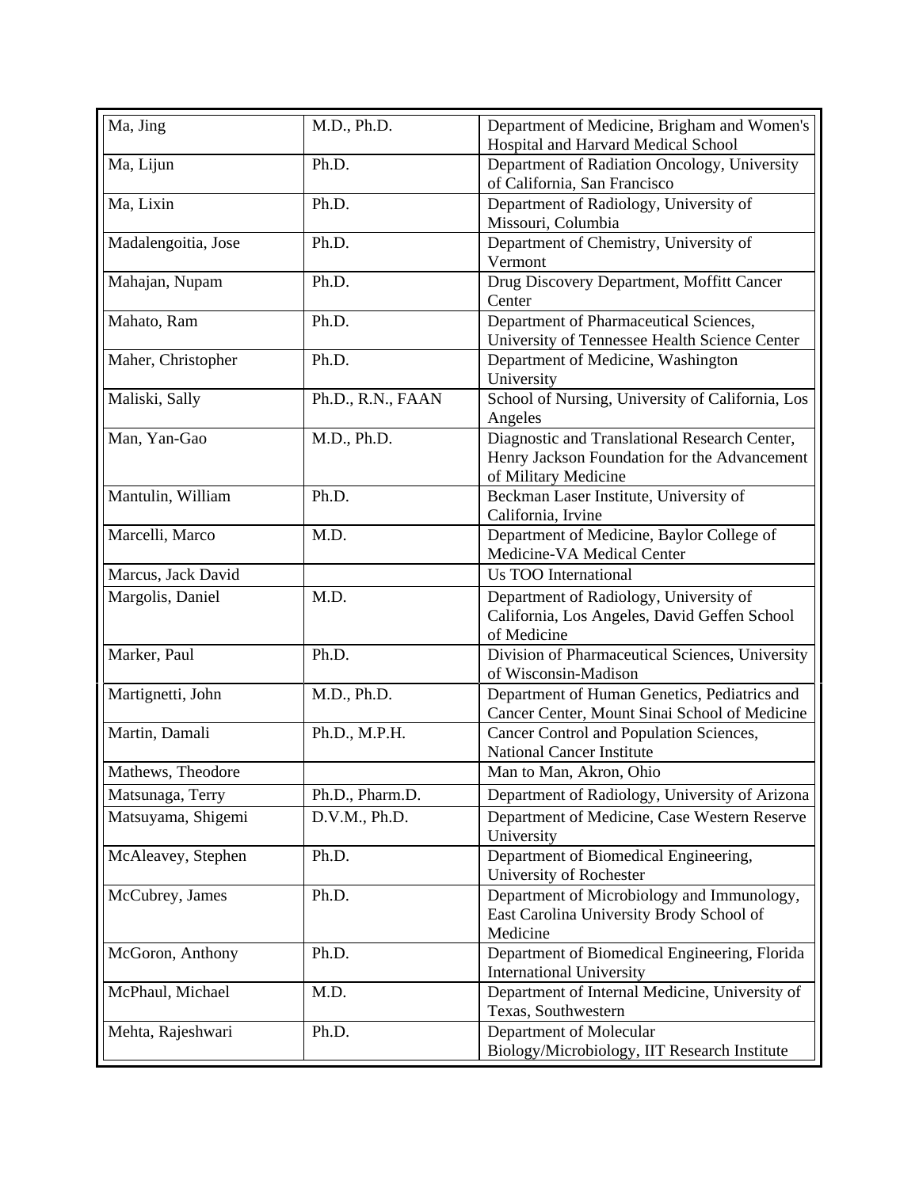| | | |
|---|---|---|
| Ma, Jing | M.D., Ph.D. | Department of Medicine, Brigham and Women's Hospital and Harvard Medical School |
| Ma, Lijun | Ph.D. | Department of Radiation Oncology, University of California, San Francisco |
| Ma, Lixin | Ph.D. | Department of Radiology, University of Missouri, Columbia |
| Madalengoitia, Jose | Ph.D. | Department of Chemistry, University of Vermont |
| Mahajan, Nupam | Ph.D. | Drug Discovery Department, Moffitt Cancer Center |
| Mahato, Ram | Ph.D. | Department of Pharmaceutical Sciences, University of Tennessee Health Science Center |
| Maher, Christopher | Ph.D. | Department of Medicine, Washington University |
| Maliski, Sally | Ph.D., R.N., FAAN | School of Nursing, University of California, Los Angeles |
| Man, Yan-Gao | M.D., Ph.D. | Diagnostic and Translational Research Center, Henry Jackson Foundation for the Advancement of Military Medicine |
| Mantulin, William | Ph.D. | Beckman Laser Institute, University of California, Irvine |
| Marcelli, Marco | M.D. | Department of Medicine, Baylor College of Medicine-VA Medical Center |
| Marcus, Jack David | | Us TOO International |
| Margolis, Daniel | M.D. | Department of Radiology, University of California, Los Angeles, David Geffen School of Medicine |
| Marker, Paul | Ph.D. | Division of Pharmaceutical Sciences, University of Wisconsin-Madison |
| Martignetti, John | M.D., Ph.D. | Department of Human Genetics, Pediatrics and Cancer Center, Mount Sinai School of Medicine |
| Martin, Damali | Ph.D., M.P.H. | Cancer Control and Population Sciences, National Cancer Institute |
| Mathews, Theodore | | Man to Man, Akron, Ohio |
| Matsunaga, Terry | Ph.D., Pharm.D. | Department of Radiology, University of Arizona |
| Matsuyama, Shigemi | D.V.M., Ph.D. | Department of Medicine, Case Western Reserve University |
| McAleavey, Stephen | Ph.D. | Department of Biomedical Engineering, University of Rochester |
| McCubrey, James | Ph.D. | Department of Microbiology and Immunology, East Carolina University Brody School of Medicine |
| McGoron, Anthony | Ph.D. | Department of Biomedical Engineering, Florida International University |
| McPhaul, Michael | M.D. | Department of Internal Medicine, University of Texas, Southwestern |
| Mehta, Rajeshwari | Ph.D. | Department of Molecular Biology/Microbiology, IIT Research Institute |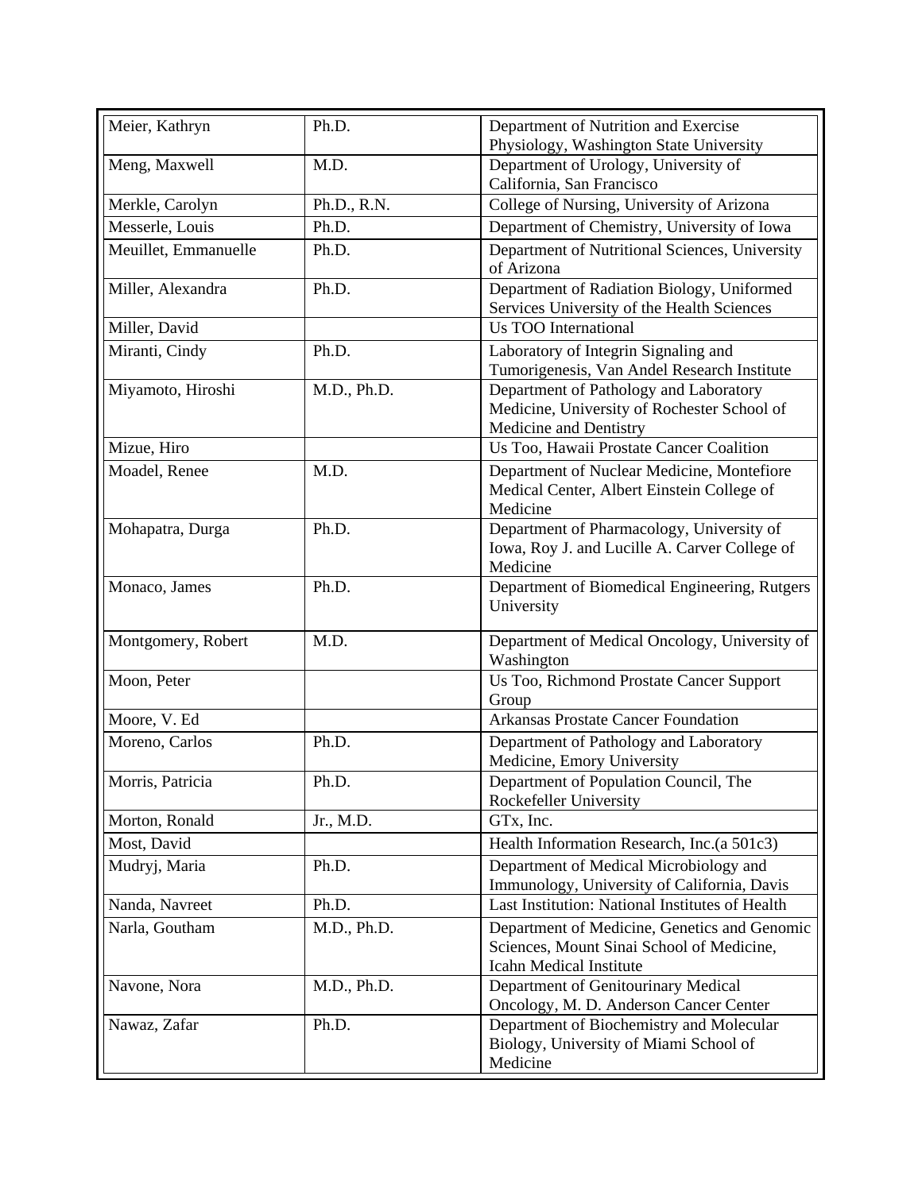| Meier, Kathryn | Ph.D. | Department of Nutrition and Exercise Physiology, Washington State University |
|---|---|---|
| Meng, Maxwell | M.D. | Department of Urology, University of California, San Francisco |
| Merkle, Carolyn | Ph.D., R.N. | College of Nursing, University of Arizona |
| Messerle, Louis | Ph.D. | Department of Chemistry, University of Iowa |
| Meuillet, Emmanuelle | Ph.D. | Department of Nutritional Sciences, University of Arizona |
| Miller, Alexandra | Ph.D. | Department of Radiation Biology, Uniformed Services University of the Health Sciences |
| Miller, David | | Us TOO International |
| Miranti, Cindy | Ph.D. | Laboratory of Integrin Signaling and Tumorigenesis, Van Andel Research Institute |
| Miyamoto, Hiroshi | M.D., Ph.D. | Department of Pathology and Laboratory Medicine, University of Rochester School of Medicine and Dentistry |
| Mizue, Hiro | | Us Too, Hawaii Prostate Cancer Coalition |
| Moadel, Renee | M.D. | Department of Nuclear Medicine, Montefiore Medical Center, Albert Einstein College of Medicine |
| Mohapatra, Durga | Ph.D. | Department of Pharmacology, University of Iowa, Roy J. and Lucille A. Carver College of Medicine |
| Monaco, James | Ph.D. | Department of Biomedical Engineering, Rutgers University |
| Montgomery, Robert | M.D. | Department of Medical Oncology, University of Washington |
| Moon, Peter | | Us Too, Richmond Prostate Cancer Support Group |
| Moore, V. Ed | | Arkansas Prostate Cancer Foundation |
| Moreno, Carlos | Ph.D. | Department of Pathology and Laboratory Medicine, Emory University |
| Morris, Patricia | Ph.D. | Department of Population Council, The Rockefeller University |
| Morton, Ronald | Jr., M.D. | GTx, Inc. |
| Most, David | | Health Information Research, Inc.(a 501c3) |
| Mudryj, Maria | Ph.D. | Department of Medical Microbiology and Immunology, University of California, Davis |
| Nanda, Navreet | Ph.D. | Last Institution: National Institutes of Health |
| Narla, Goutham | M.D., Ph.D. | Department of Medicine, Genetics and Genomic Sciences, Mount Sinai School of Medicine, Icahn Medical Institute |
| Navone, Nora | M.D., Ph.D. | Department of Genitourinary Medical Oncology, M. D. Anderson Cancer Center |
| Nawaz, Zafar | Ph.D. | Department of Biochemistry and Molecular Biology, University of Miami School of Medicine |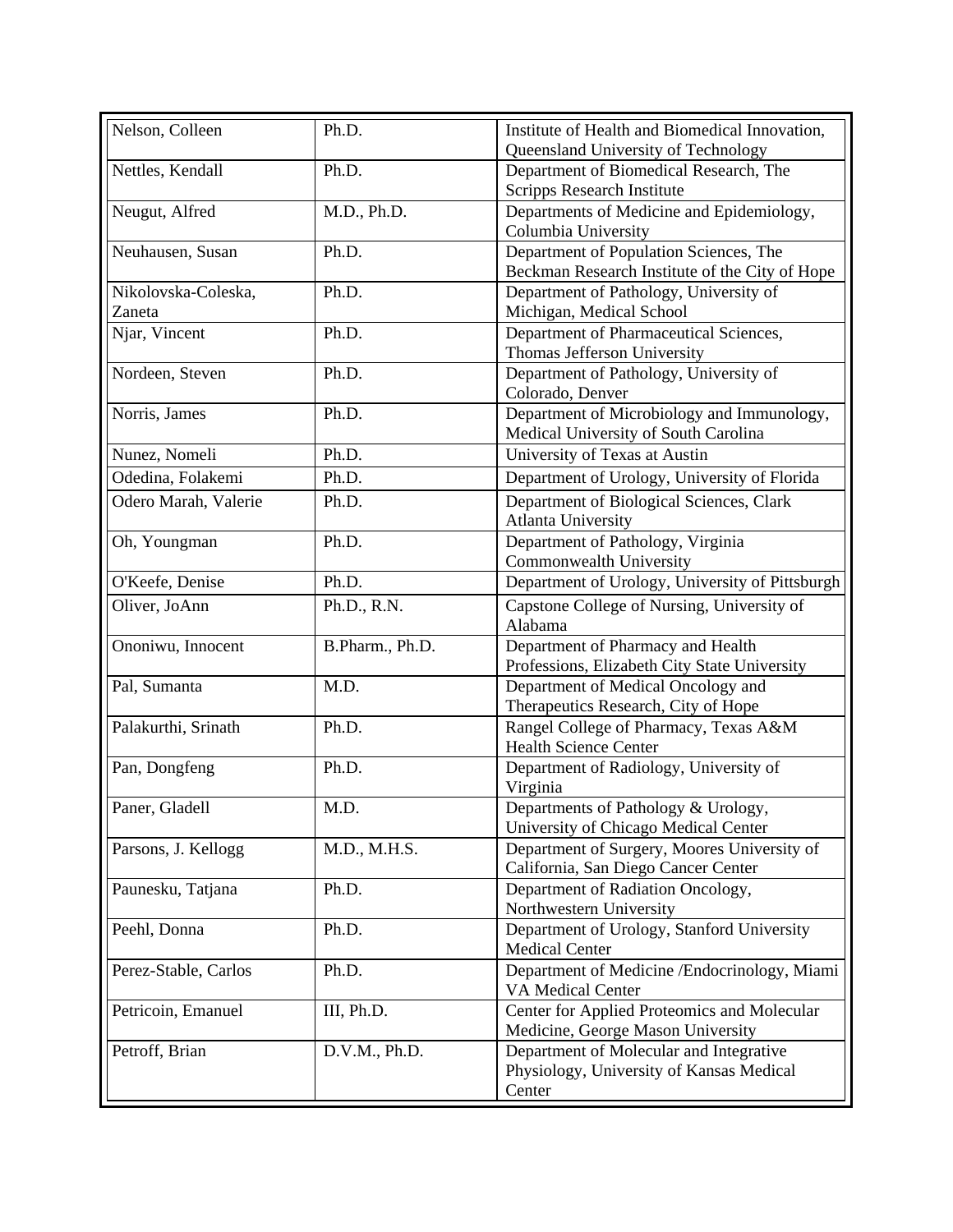| | | |
|---|---|---|
| Nelson, Colleen | Ph.D. | Institute of Health and Biomedical Innovation, Queensland University of Technology |
| Nettles, Kendall | Ph.D. | Department of Biomedical Research, The Scripps Research Institute |
| Neugut, Alfred | M.D., Ph.D. | Departments of Medicine and Epidemiology, Columbia University |
| Neuhausen, Susan | Ph.D. | Department of Population Sciences, The Beckman Research Institute of the City of Hope |
| Nikolovska-Coleska, Zaneta | Ph.D. | Department of Pathology, University of Michigan, Medical School |
| Njar, Vincent | Ph.D. | Department of Pharmaceutical Sciences, Thomas Jefferson University |
| Nordeen, Steven | Ph.D. | Department of Pathology, University of Colorado, Denver |
| Norris, James | Ph.D. | Department of Microbiology and Immunology, Medical University of South Carolina |
| Nunez, Nomeli | Ph.D. | University of Texas at Austin |
| Odedina, Folakemi | Ph.D. | Department of Urology, University of Florida |
| Odero Marah, Valerie | Ph.D. | Department of Biological Sciences, Clark Atlanta University |
| Oh, Youngman | Ph.D. | Department of Pathology, Virginia Commonwealth University |
| O'Keefe, Denise | Ph.D. | Department of Urology, University of Pittsburgh |
| Oliver, JoAnn | Ph.D., R.N. | Capstone College of Nursing, University of Alabama |
| Ononiwu, Innocent | B.Pharm., Ph.D. | Department of Pharmacy and Health Professions, Elizabeth City State University |
| Pal, Sumanta | M.D. | Department of Medical Oncology and Therapeutics Research, City of Hope |
| Palakurthi, Srinath | Ph.D. | Rangel College of Pharmacy, Texas A&M Health Science Center |
| Pan, Dongfeng | Ph.D. | Department of Radiology, University of Virginia |
| Paner, Gladell | M.D. | Departments of Pathology & Urology, University of Chicago Medical Center |
| Parsons, J. Kellogg | M.D., M.H.S. | Department of Surgery, Moores University of California, San Diego Cancer Center |
| Paunesku, Tatjana | Ph.D. | Department of Radiation Oncology, Northwestern University |
| Peehl, Donna | Ph.D. | Department of Urology, Stanford University Medical Center |
| Perez-Stable, Carlos | Ph.D. | Department of Medicine /Endocrinology, Miami VA Medical Center |
| Petricoin, Emanuel | III, Ph.D. | Center for Applied Proteomics and Molecular Medicine, George Mason University |
| Petroff, Brian | D.V.M., Ph.D. | Department of Molecular and Integrative Physiology, University of Kansas Medical Center |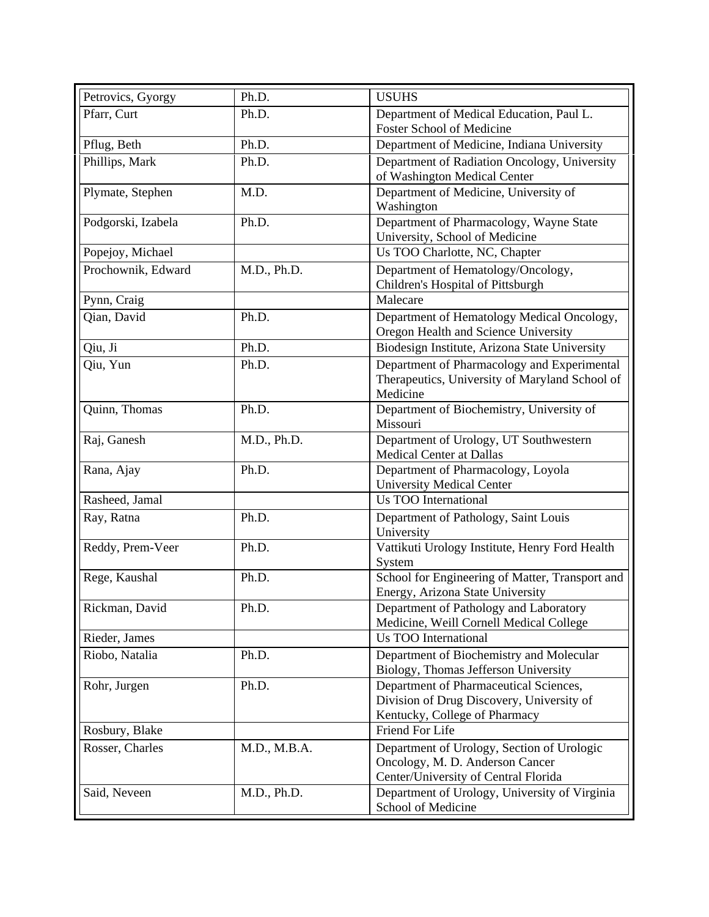| Petrovics, Gyorgy | Ph.D. | USUHS |
|---|---|---|
| Pfarr, Curt | Ph.D. | Department of Medical Education, Paul L. Foster School of Medicine |
| Pflug, Beth | Ph.D. | Department of Medicine, Indiana University |
| Phillips, Mark | Ph.D. | Department of Radiation Oncology, University of Washington Medical Center |
| Plymate, Stephen | M.D. | Department of Medicine, University of Washington |
| Podgorski, Izabela | Ph.D. | Department of Pharmacology, Wayne State University, School of Medicine |
| Popejoy, Michael | | Us TOO Charlotte, NC, Chapter |
| Prochownik, Edward | M.D., Ph.D. | Department of Hematology/Oncology, Children's Hospital of Pittsburgh |
| Pynn, Craig | | Malecare |
| Qian, David | Ph.D. | Department of Hematology Medical Oncology, Oregon Health and Science University |
| Qiu, Ji | Ph.D. | Biodesign Institute, Arizona State University |
| Qiu, Yun | Ph.D. | Department of Pharmacology and Experimental Therapeutics, University of Maryland School of Medicine |
| Quinn, Thomas | Ph.D. | Department of Biochemistry, University of Missouri |
| Raj, Ganesh | M.D., Ph.D. | Department of Urology, UT Southwestern Medical Center at Dallas |
| Rana, Ajay | Ph.D. | Department of Pharmacology, Loyola University Medical Center |
| Rasheed, Jamal | | Us TOO International |
| Ray, Ratna | Ph.D. | Department of Pathology, Saint Louis University |
| Reddy, Prem-Veer | Ph.D. | Vattikuti Urology Institute, Henry Ford Health System |
| Rege, Kaushal | Ph.D. | School for Engineering of Matter, Transport and Energy, Arizona State University |
| Rickman, David | Ph.D. | Department of Pathology and Laboratory Medicine, Weill Cornell Medical College |
| Rieder, James | | Us TOO International |
| Riobo, Natalia | Ph.D. | Department of Biochemistry and Molecular Biology, Thomas Jefferson University |
| Rohr, Jurgen | Ph.D. | Department of Pharmaceutical Sciences, Division of Drug Discovery, University of Kentucky, College of Pharmacy |
| Rosbury, Blake | | Friend For Life |
| Rosser, Charles | M.D., M.B.A. | Department of Urology, Section of Urologic Oncology, M. D. Anderson Cancer Center/University of Central Florida |
| Said, Neveen | M.D., Ph.D. | Department of Urology, University of Virginia School of Medicine |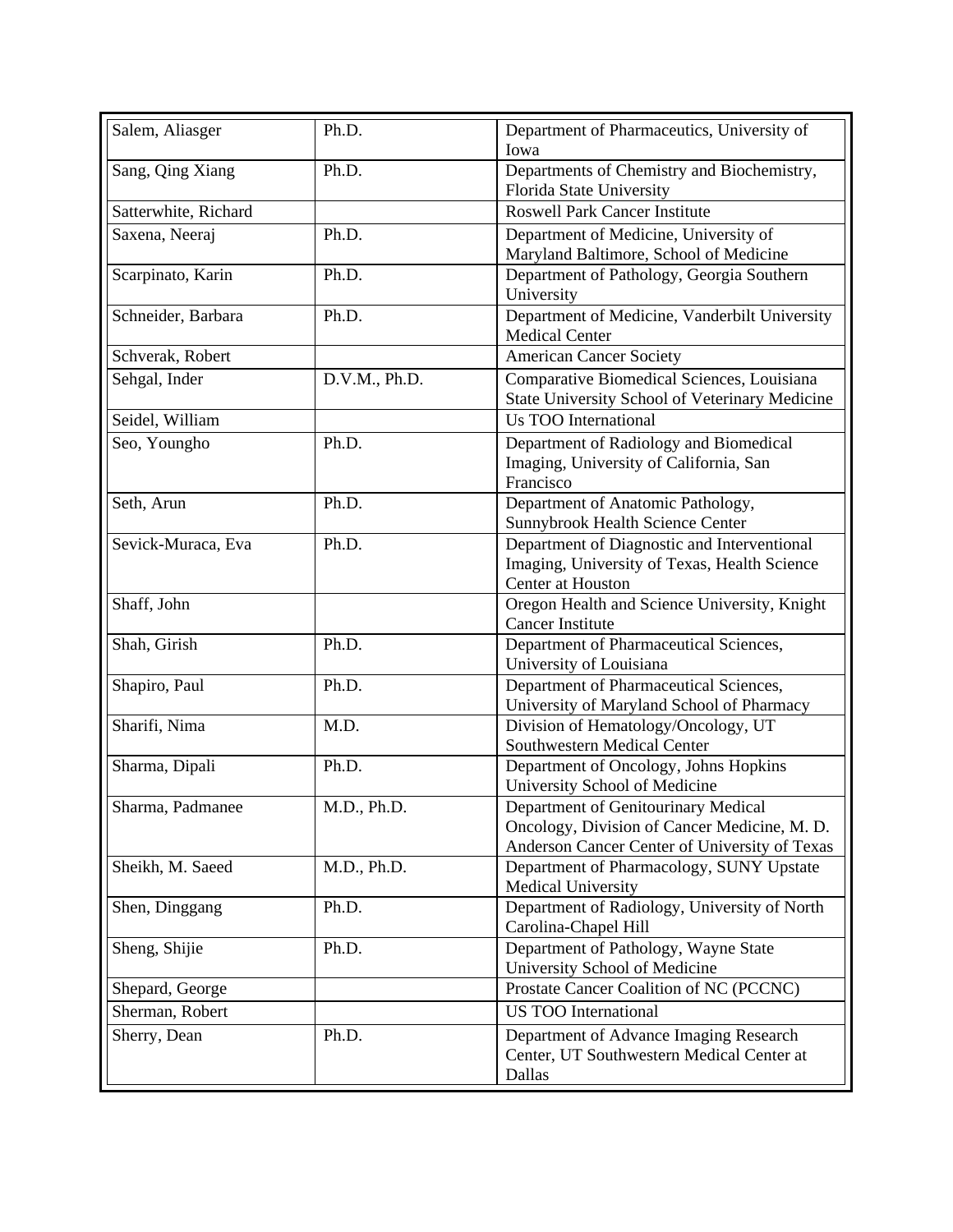| Salem, Aliasger | Ph.D. | Department of Pharmaceutics, University of Iowa |
|---|---|---|
| Sang, Qing Xiang | Ph.D. | Departments of Chemistry and Biochemistry, Florida State University |
| Satterwhite, Richard | | Roswell Park Cancer Institute |
| Saxena, Neeraj | Ph.D. | Department of Medicine, University of Maryland Baltimore, School of Medicine |
| Scarpinato, Karin | Ph.D. | Department of Pathology, Georgia Southern University |
| Schneider, Barbara | Ph.D. | Department of Medicine, Vanderbilt University Medical Center |
| Schverak, Robert | | American Cancer Society |
| Sehgal, Inder | D.V.M., Ph.D. | Comparative Biomedical Sciences, Louisiana State University School of Veterinary Medicine |
| Seidel, William | | Us TOO International |
| Seo, Youngho | Ph.D. | Department of Radiology and Biomedical Imaging, University of California, San Francisco |
| Seth, Arun | Ph.D. | Department of Anatomic Pathology, Sunnybrook Health Science Center |
| Sevick-Muraca, Eva | Ph.D. | Department of Diagnostic and Interventional Imaging, University of Texas, Health Science Center at Houston |
| Shaff, John | | Oregon Health and Science University, Knight Cancer Institute |
| Shah, Girish | Ph.D. | Department of Pharmaceutical Sciences, University of Louisiana |
| Shapiro, Paul | Ph.D. | Department of Pharmaceutical Sciences, University of Maryland School of Pharmacy |
| Sharifi, Nima | M.D. | Division of Hematology/Oncology, UT Southwestern Medical Center |
| Sharma, Dipali | Ph.D. | Department of Oncology, Johns Hopkins University School of Medicine |
| Sharma, Padmanee | M.D., Ph.D. | Department of Genitourinary Medical Oncology, Division of Cancer Medicine, M. D. Anderson Cancer Center of University of Texas |
| Sheikh, M. Saeed | M.D., Ph.D. | Department of Pharmacology, SUNY Upstate Medical University |
| Shen, Dinggang | Ph.D. | Department of Radiology, University of North Carolina-Chapel Hill |
| Sheng, Shijie | Ph.D. | Department of Pathology, Wayne State University School of Medicine |
| Shepard, George | | Prostate Cancer Coalition of NC (PCCNC) |
| Sherman, Robert | | US TOO International |
| Sherry, Dean | Ph.D. | Department of Advance Imaging Research Center, UT Southwestern Medical Center at Dallas |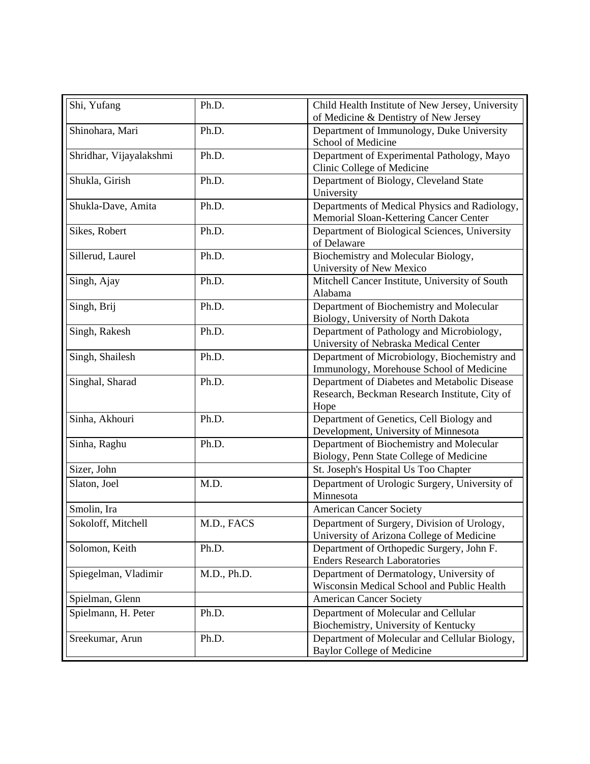| Shi, Yufang | Ph.D. | Child Health Institute of New Jersey, University of Medicine & Dentistry of New Jersey |
|---|---|---|
| Shinohara, Mari | Ph.D. | Department of Immunology, Duke University School of Medicine |
| Shridhar, Vijayalakshmi | Ph.D. | Department of Experimental Pathology, Mayo Clinic College of Medicine |
| Shukla, Girish | Ph.D. | Department of Biology, Cleveland State University |
| Shukla-Dave, Amita | Ph.D. | Departments of Medical Physics and Radiology, Memorial Sloan-Kettering Cancer Center |
| Sikes, Robert | Ph.D. | Department of Biological Sciences, University of Delaware |
| Sillerud, Laurel | Ph.D. | Biochemistry and Molecular Biology, University of New Mexico |
| Singh, Ajay | Ph.D. | Mitchell Cancer Institute, University of South Alabama |
| Singh, Brij | Ph.D. | Department of Biochemistry and Molecular Biology, University of North Dakota |
| Singh, Rakesh | Ph.D. | Department of Pathology and Microbiology, University of Nebraska Medical Center |
| Singh, Shailesh | Ph.D. | Department of Microbiology, Biochemistry and Immunology, Morehouse School of Medicine |
| Singhal, Sharad | Ph.D. | Department of Diabetes and Metabolic Disease Research, Beckman Research Institute, City of Hope |
| Sinha, Akhouri | Ph.D. | Department of Genetics, Cell Biology and Development, University of Minnesota |
| Sinha, Raghu | Ph.D. | Department of Biochemistry and Molecular Biology, Penn State College of Medicine |
| Sizer, John | | St. Joseph's Hospital Us Too Chapter |
| Slaton, Joel | M.D. | Department of Urologic Surgery, University of Minnesota |
| Smolin, Ira | | American Cancer Society |
| Sokoloff, Mitchell | M.D., FACS | Department of Surgery, Division of Urology, University of Arizona College of Medicine |
| Solomon, Keith | Ph.D. | Department of Orthopedic Surgery, John F. Enders Research Laboratories |
| Spiegelman, Vladimir | M.D., Ph.D. | Department of Dermatology, University of Wisconsin Medical School and Public Health |
| Spielman, Glenn | | American Cancer Society |
| Spielmann, H. Peter | Ph.D. | Department of Molecular and Cellular Biochemistry, University of Kentucky |
| Sreekumar, Arun | Ph.D. | Department of Molecular and Cellular Biology, Baylor College of Medicine |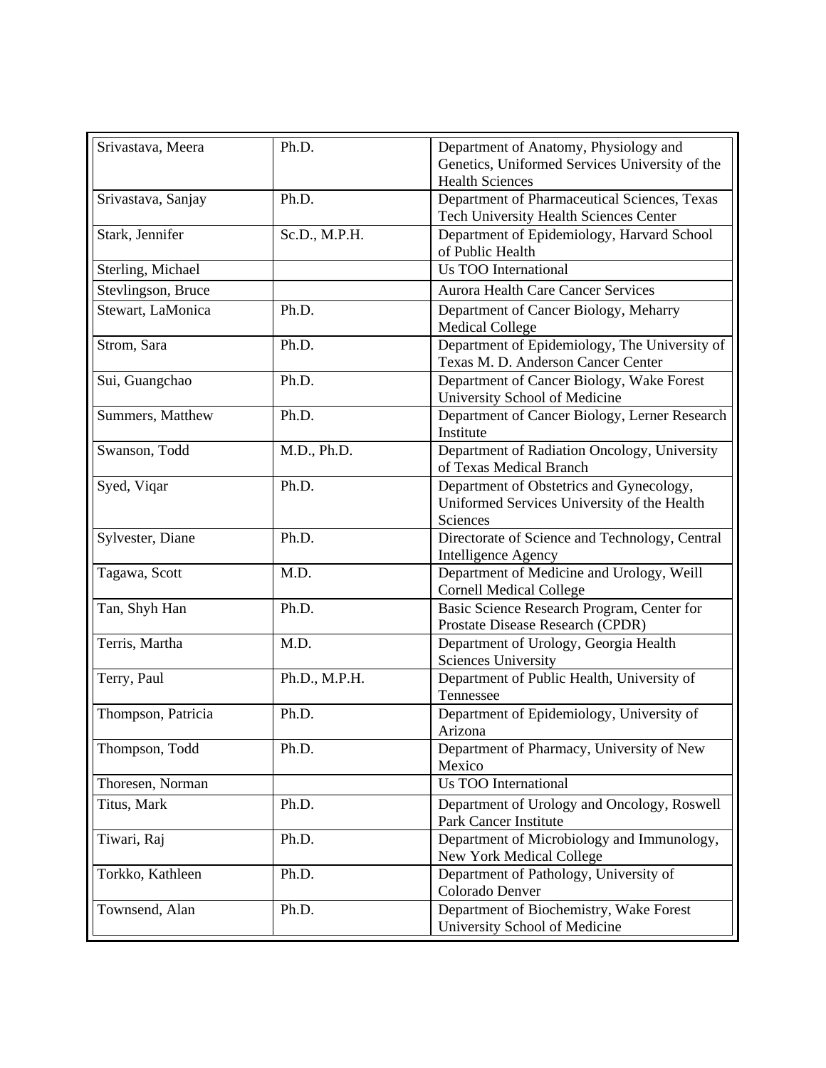| Srivastava, Meera | Ph.D. | Department of Anatomy, Physiology and Genetics, Uniformed Services University of the Health Sciences |
|---|---|---|
| Srivastava, Sanjay | Ph.D. | Department of Pharmaceutical Sciences, Texas Tech University Health Sciences Center |
| Stark, Jennifer | Sc.D., M.P.H. | Department of Epidemiology, Harvard School of Public Health |
| Sterling, Michael | | Us TOO International |
| Stevlingson, Bruce | | Aurora Health Care Cancer Services |
| Stewart, LaMonica | Ph.D. | Department of Cancer Biology, Meharry Medical College |
| Strom, Sara | Ph.D. | Department of Epidemiology, The University of Texas M. D. Anderson Cancer Center |
| Sui, Guangchao | Ph.D. | Department of Cancer Biology, Wake Forest University School of Medicine |
| Summers, Matthew | Ph.D. | Department of Cancer Biology, Lerner Research Institute |
| Swanson, Todd | M.D., Ph.D. | Department of Radiation Oncology, University of Texas Medical Branch |
| Syed, Viqar | Ph.D. | Department of Obstetrics and Gynecology, Uniformed Services University of the Health Sciences |
| Sylvester, Diane | Ph.D. | Directorate of Science and Technology, Central Intelligence Agency |
| Tagawa, Scott | M.D. | Department of Medicine and Urology, Weill Cornell Medical College |
| Tan, Shyh Han | Ph.D. | Basic Science Research Program, Center for Prostate Disease Research (CPDR) |
| Terris, Martha | M.D. | Department of Urology, Georgia Health Sciences University |
| Terry, Paul | Ph.D., M.P.H. | Department of Public Health, University of Tennessee |
| Thompson, Patricia | Ph.D. | Department of Epidemiology, University of Arizona |
| Thompson, Todd | Ph.D. | Department of Pharmacy, University of New Mexico |
| Thoresen, Norman | | Us TOO International |
| Titus, Mark | Ph.D. | Department of Urology and Oncology, Roswell Park Cancer Institute |
| Tiwari, Raj | Ph.D. | Department of Microbiology and Immunology, New York Medical College |
| Torkko, Kathleen | Ph.D. | Department of Pathology, University of Colorado Denver |
| Townsend, Alan | Ph.D. | Department of Biochemistry, Wake Forest University School of Medicine |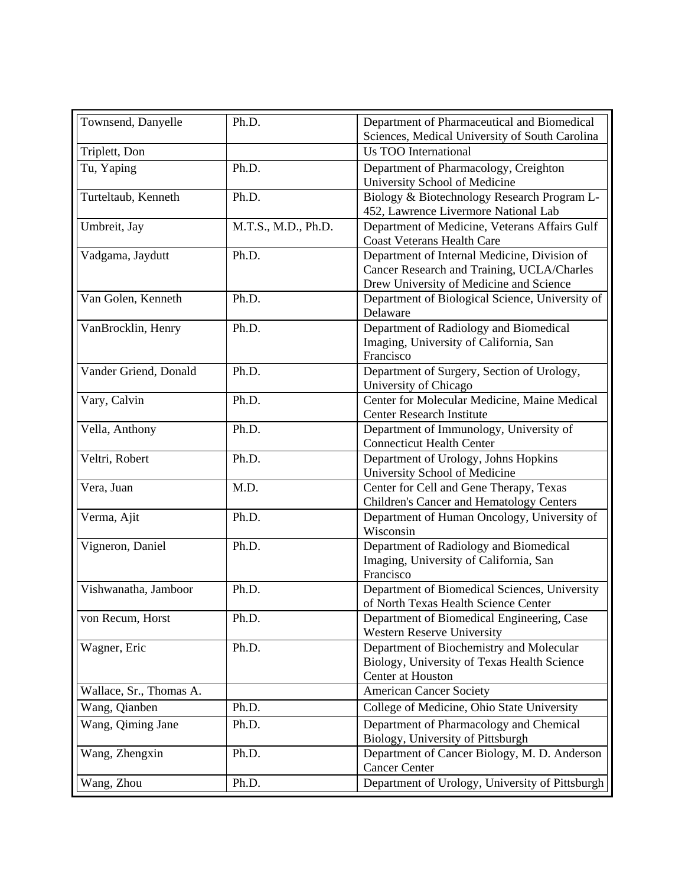| | | |
|---|---|---|
| Townsend, Danyelle | Ph.D. | Department of Pharmaceutical and Biomedical Sciences, Medical University of South Carolina |
| Triplett, Don | | Us TOO International |
| Tu, Yaping | Ph.D. | Department of Pharmacology, Creighton University School of Medicine |
| Turteltaub, Kenneth | Ph.D. | Biology & Biotechnology Research Program L-452, Lawrence Livermore National Lab |
| Umbreit, Jay | M.T.S., M.D., Ph.D. | Department of Medicine, Veterans Affairs Gulf Coast Veterans Health Care |
| Vadgama, Jaydutt | Ph.D. | Department of Internal Medicine, Division of Cancer Research and Training, UCLA/Charles Drew University of Medicine and Science |
| Van Golen, Kenneth | Ph.D. | Department of Biological Science, University of Delaware |
| VanBrocklin, Henry | Ph.D. | Department of Radiology and Biomedical Imaging, University of California, San Francisco |
| Vander Griend, Donald | Ph.D. | Department of Surgery, Section of Urology, University of Chicago |
| Vary, Calvin | Ph.D. | Center for Molecular Medicine, Maine Medical Center Research Institute |
| Vella, Anthony | Ph.D. | Department of Immunology, University of Connecticut Health Center |
| Veltri, Robert | Ph.D. | Department of Urology, Johns Hopkins University School of Medicine |
| Vera, Juan | M.D. | Center for Cell and Gene Therapy, Texas Children's Cancer and Hematology Centers |
| Verma, Ajit | Ph.D. | Department of Human Oncology, University of Wisconsin |
| Vigneron, Daniel | Ph.D. | Department of Radiology and Biomedical Imaging, University of California, San Francisco |
| Vishwanatha, Jamboor | Ph.D. | Department of Biomedical Sciences, University of North Texas Health Science Center |
| von Recum, Horst | Ph.D. | Department of Biomedical Engineering, Case Western Reserve University |
| Wagner, Eric | Ph.D. | Department of Biochemistry and Molecular Biology, University of Texas Health Science Center at Houston |
| Wallace, Sr., Thomas A. | | American Cancer Society |
| Wang, Qianben | Ph.D. | College of Medicine, Ohio State University |
| Wang, Qiming Jane | Ph.D. | Department of Pharmacology and Chemical Biology, University of Pittsburgh |
| Wang, Zhengxin | Ph.D. | Department of Cancer Biology, M. D. Anderson Cancer Center |
| Wang, Zhou | Ph.D. | Department of Urology, University of Pittsburgh |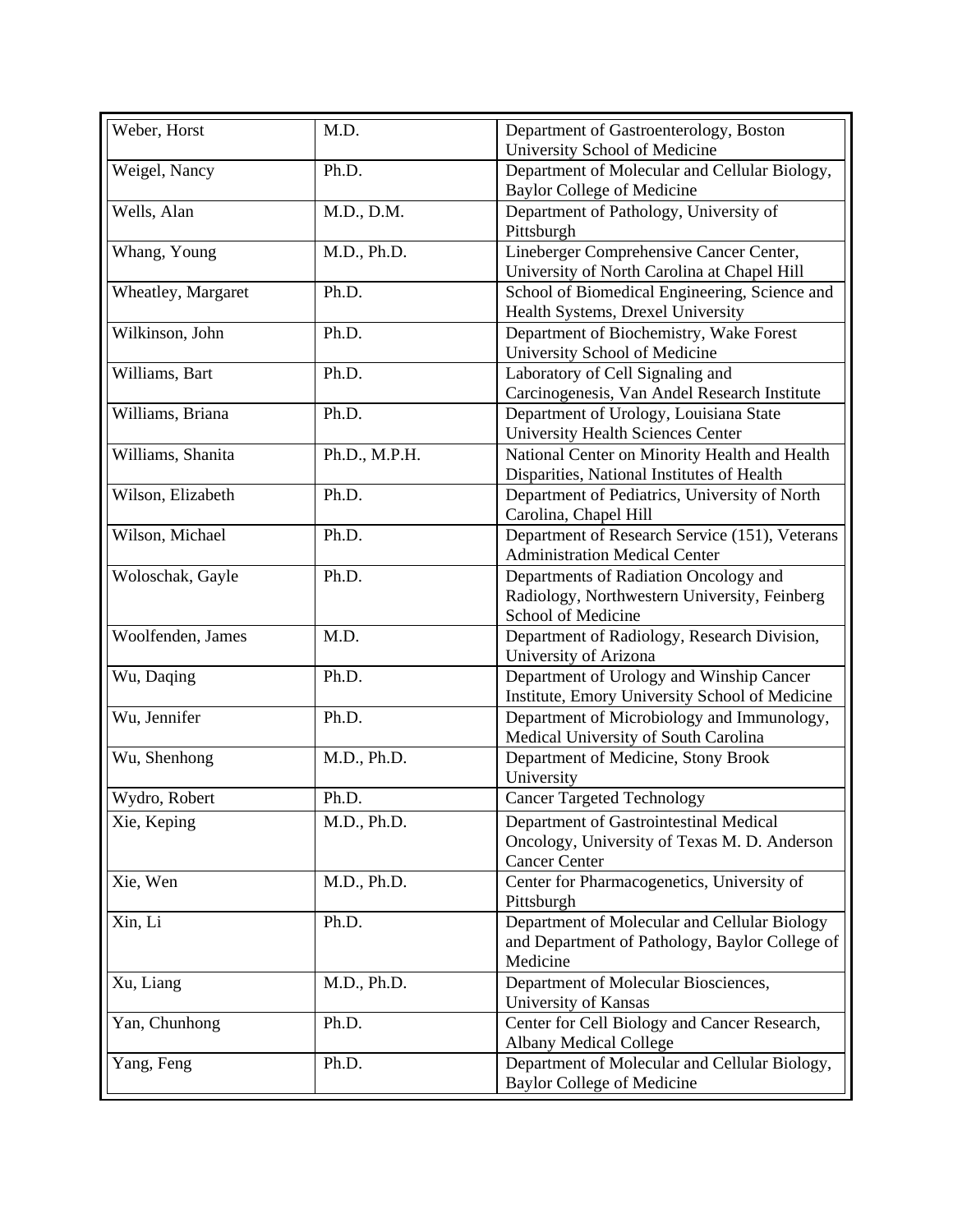| Weber, Horst | M.D. | Department of Gastroenterology, Boston University School of Medicine |
|---|---|---|
| Weigel, Nancy | Ph.D. | Department of Molecular and Cellular Biology, Baylor College of Medicine |
| Wells, Alan | M.D., D.M. | Department of Pathology, University of Pittsburgh |
| Whang, Young | M.D., Ph.D. | Lineberger Comprehensive Cancer Center, University of North Carolina at Chapel Hill |
| Wheatley, Margaret | Ph.D. | School of Biomedical Engineering, Science and Health Systems, Drexel University |
| Wilkinson, John | Ph.D. | Department of Biochemistry, Wake Forest University School of Medicine |
| Williams, Bart | Ph.D. | Laboratory of Cell Signaling and Carcinogenesis, Van Andel Research Institute |
| Williams, Briana | Ph.D. | Department of Urology, Louisiana State University Health Sciences Center |
| Williams, Shanita | Ph.D., M.P.H. | National Center on Minority Health and Health Disparities, National Institutes of Health |
| Wilson, Elizabeth | Ph.D. | Department of Pediatrics, University of North Carolina, Chapel Hill |
| Wilson, Michael | Ph.D. | Department of Research Service (151), Veterans Administration Medical Center |
| Woloschak, Gayle | Ph.D. | Departments of Radiation Oncology and Radiology, Northwestern University, Feinberg School of Medicine |
| Woolfenden, James | M.D. | Department of Radiology, Research Division, University of Arizona |
| Wu, Daqing | Ph.D. | Department of Urology and Winship Cancer Institute, Emory University School of Medicine |
| Wu, Jennifer | Ph.D. | Department of Microbiology and Immunology, Medical University of South Carolina |
| Wu, Shenhong | M.D., Ph.D. | Department of Medicine, Stony Brook University |
| Wydro, Robert | Ph.D. | Cancer Targeted Technology |
| Xie, Keping | M.D., Ph.D. | Department of Gastrointestinal Medical Oncology, University of Texas M. D. Anderson Cancer Center |
| Xie, Wen | M.D., Ph.D. | Center for Pharmacogenetics, University of Pittsburgh |
| Xin, Li | Ph.D. | Department of Molecular and Cellular Biology and Department of Pathology, Baylor College of Medicine |
| Xu, Liang | M.D., Ph.D. | Department of Molecular Biosciences, University of Kansas |
| Yan, Chunhong | Ph.D. | Center for Cell Biology and Cancer Research, Albany Medical College |
| Yang, Feng | Ph.D. | Department of Molecular and Cellular Biology, Baylor College of Medicine |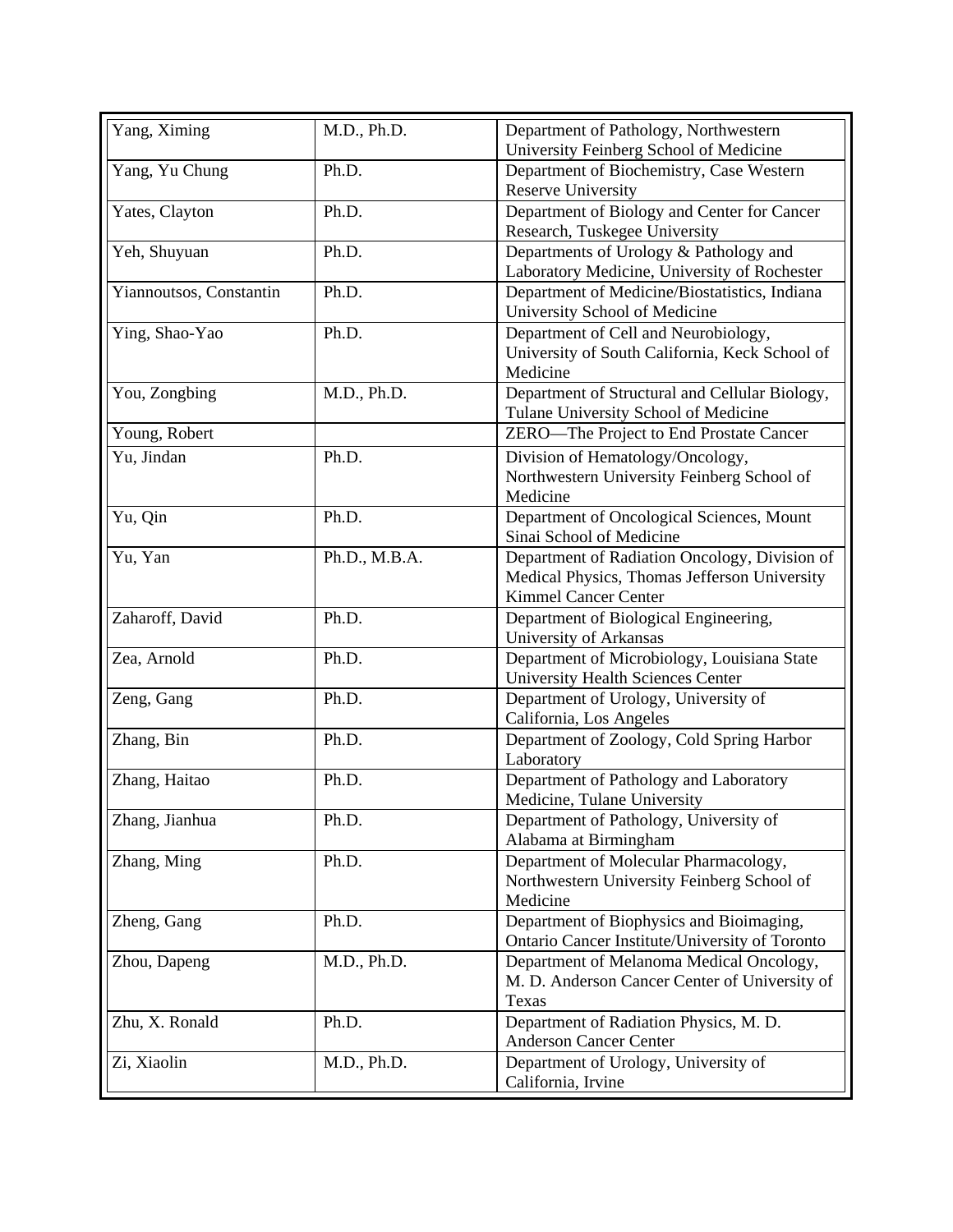| | | |
|---|---|---|
| Yang, Ximing | M.D., Ph.D. | Department of Pathology, Northwestern University Feinberg School of Medicine |
| Yang, Yu Chung | Ph.D. | Department of Biochemistry, Case Western Reserve University |
| Yates, Clayton | Ph.D. | Department of Biology and Center for Cancer Research, Tuskegee University |
| Yeh, Shuyuan | Ph.D. | Departments of Urology & Pathology and Laboratory Medicine, University of Rochester |
| Yiannoutsos, Constantin | Ph.D. | Department of Medicine/Biostatistics, Indiana University School of Medicine |
| Ying, Shao-Yao | Ph.D. | Department of Cell and Neurobiology, University of South California, Keck School of Medicine |
| You, Zongbing | M.D., Ph.D. | Department of Structural and Cellular Biology, Tulane University School of Medicine |
| Young, Robert | | ZERO—The Project to End Prostate Cancer |
| Yu, Jindan | Ph.D. | Division of Hematology/Oncology, Northwestern University Feinberg School of Medicine |
| Yu, Qin | Ph.D. | Department of Oncological Sciences, Mount Sinai School of Medicine |
| Yu, Yan | Ph.D., M.B.A. | Department of Radiation Oncology, Division of Medical Physics, Thomas Jefferson University Kimmel Cancer Center |
| Zaharoff, David | Ph.D. | Department of Biological Engineering, University of Arkansas |
| Zea, Arnold | Ph.D. | Department of Microbiology, Louisiana State University Health Sciences Center |
| Zeng, Gang | Ph.D. | Department of Urology, University of California, Los Angeles |
| Zhang, Bin | Ph.D. | Department of Zoology, Cold Spring Harbor Laboratory |
| Zhang, Haitao | Ph.D. | Department of Pathology and Laboratory Medicine, Tulane University |
| Zhang, Jianhua | Ph.D. | Department of Pathology, University of Alabama at Birmingham |
| Zhang, Ming | Ph.D. | Department of Molecular Pharmacology, Northwestern University Feinberg School of Medicine |
| Zheng, Gang | Ph.D. | Department of Biophysics and Bioimaging, Ontario Cancer Institute/University of Toronto |
| Zhou, Dapeng | M.D., Ph.D. | Department of Melanoma Medical Oncology, M. D. Anderson Cancer Center of University of Texas |
| Zhu, X. Ronald | Ph.D. | Department of Radiation Physics, M. D. Anderson Cancer Center |
| Zi, Xiaolin | M.D., Ph.D. | Department of Urology, University of California, Irvine |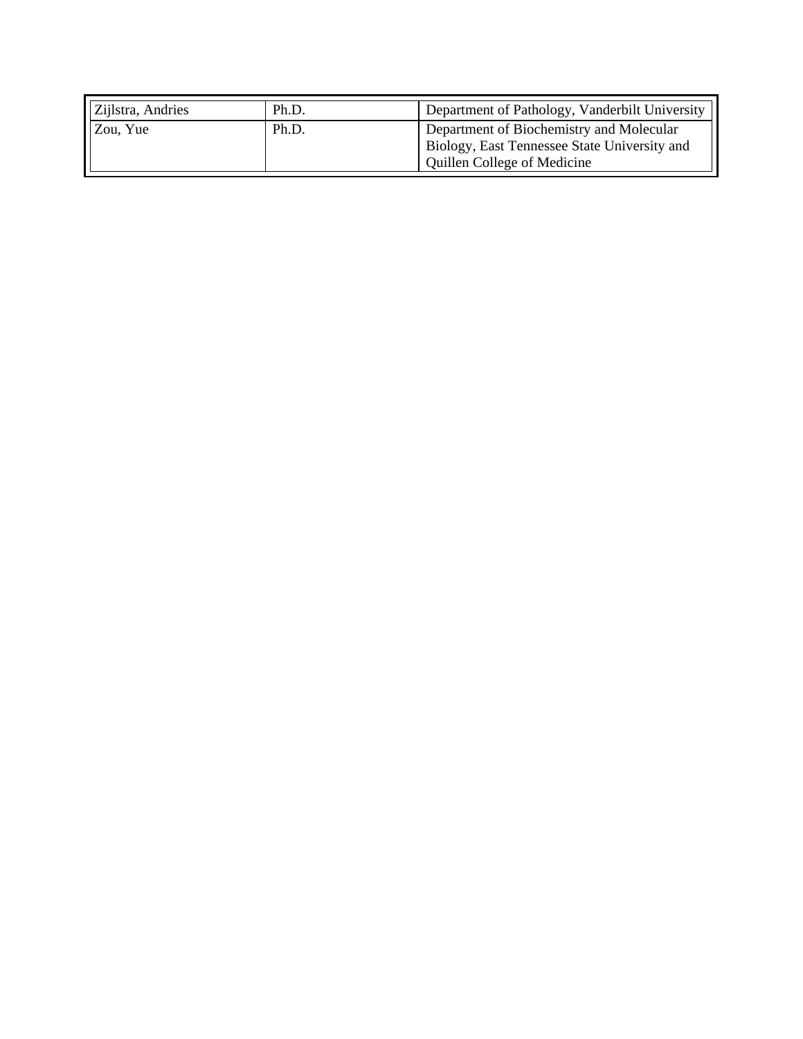| | | |
|---|---|---|
| Zijlstra, Andries | Ph.D. | Department of Pathology, Vanderbilt University |
| Zou, Yue | Ph.D. | Department of Biochemistry and Molecular Biology, East Tennessee State University and Quillen College of Medicine |